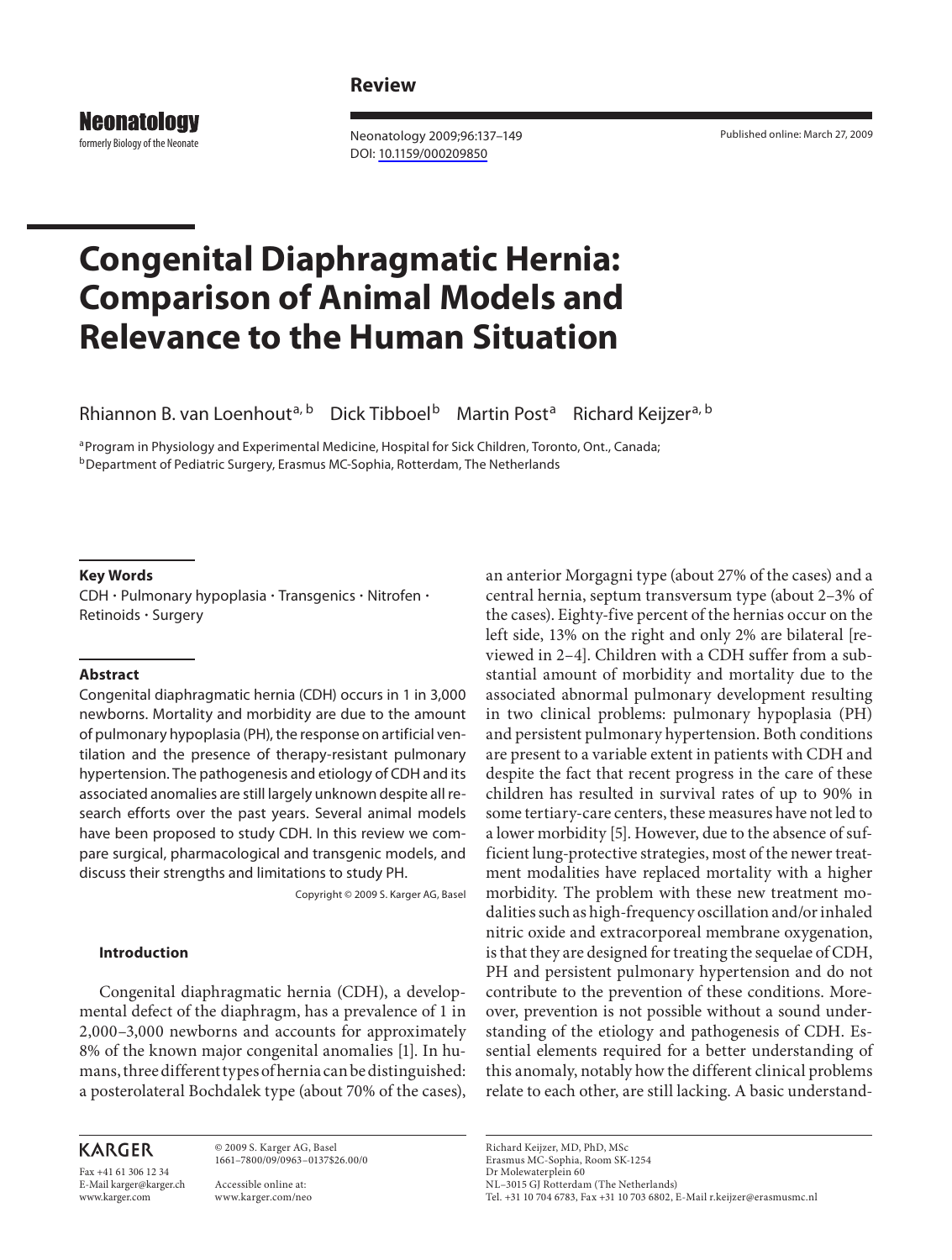Review

# Congenital Diaphragmatic Hernia: Comparison of Animal Models and Relevance to the Human Situation

Rhiannon B. van Loenhout[a, b] Dick Tibboel[b] Martin Post[a] Richard Keijzer[a, b]

[a] Program in Physiology and Experimental Medicine, Hospital for Sick Children, Toronto, Ont., Canada;
[b] Department of Pediatric Surgery, Erasmus MC-Sophia, Rotterdam, The Netherlands

### Key Words

CDH · Pulmonary hypoplasia · Transgenics · Nitrofen · Retinoids · Surgery

### Abstract

Congenital diaphragmatic hernia (CDH) occurs in 1 in 3,000 newborns. Mortality and morbidity are due to the amount of pulmonary hypoplasia (PH), the response on artificial ventilation and the presence of therapy-resistant pulmonary hypertension. The pathogenesis and etiology of CDH and its associated anomalies are still largely unknown despite all research efforts over the past years. Several animal models have been proposed to study CDH. In this review we compare surgical, pharmacological and transgenic models, and discuss their strengths and limitations to study PH.

Copyright © 2009 S. Karger AG, Basel

## Introduction

Congenital diaphragmatic hernia (CDH), a developmental defect of the diaphragm, has a prevalence of 1 in 2,000–3,000 newborns and accounts for approximately 8% of the known major congenital anomalies [1]. In humans, three different types of hernia can be distinguished: a posterolateral Bochdalek type (about 70% of the cases), an anterior Morgagni type (about 27% of the cases) and a central hernia, septum transversum type (about 2–3% of the cases). Eighty-five percent of the hernias occur on the left side, 13% on the right and only 2% are bilateral [reviewed in 2–4]. Children with a CDH suffer from a substantial amount of morbidity and mortality due to the associated abnormal pulmonary development resulting in two clinical problems: pulmonary hypoplasia (PH) and persistent pulmonary hypertension. Both conditions are present to a variable extent in patients with CDH and despite the fact that recent progress in the care of these children has resulted in survival rates of up to 90% in some tertiary-care centers, these measures have not led to a lower morbidity [5]. However, due to the absence of sufficient lung-protective strategies, most of the newer treatment modalities have replaced mortality with a higher morbidity. The problem with these new treatment modalities such as high-frequency oscillation and/or inhaled nitric oxide and extracorporeal membrane oxygenation, is that they are designed for treating the sequelae of CDH, PH and persistent pulmonary hypertension and do not contribute to the prevention of these conditions. Moreover, prevention is not possible without a sound understanding of the etiology and pathogenesis of CDH. Essential elements required for a better understanding of this anomaly, notably how the different clinical problems relate to each other, are still lacking. A basic understand-

KARGER

Fax +41 61 306 12 34
E-Mail karger@karger.ch
www.karger.com

© 2009 S. Karger AG, Basel
1661–7800/09/0963–0137$26.00/0

Accessible online at:
www.karger.com/neo

Richard Keijzer, MD, PhD, MSc
Erasmus MC-Sophia, Room SK-1254
Dr Molewaterplein 60
NL–3015 GJ Rotterdam (The Netherlands)
Tel. +31 10 704 6783, Fax +31 10 703 6802, E-Mail r.keijzer@erasmusmc.nl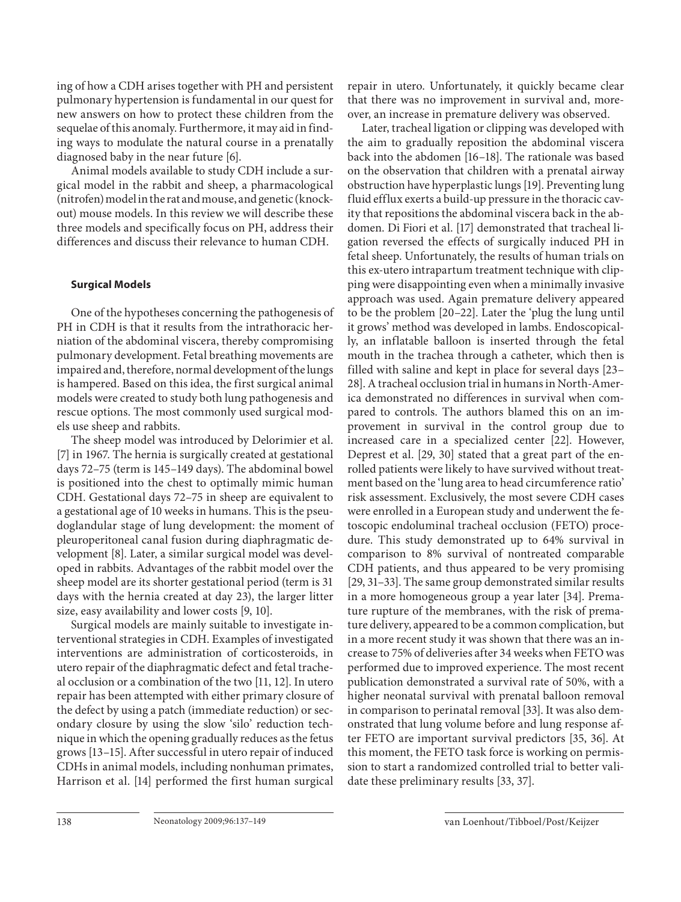ing of how a CDH arises together with PH and persistent pulmonary hypertension is fundamental in our quest for new answers on how to protect these children from the sequelae of this anomaly. Furthermore, it may aid in finding ways to modulate the natural course in a prenatally diagnosed baby in the near future [6].

Animal models available to study CDH include a surgical model in the rabbit and sheep, a pharmacological (nitrofen) model in the rat and mouse, and genetic (knockout) mouse models. In this review we will describe these three models and specifically focus on PH, address their differences and discuss their relevance to human CDH.

## Surgical Models

One of the hypotheses concerning the pathogenesis of PH in CDH is that it results from the intrathoracic herniation of the abdominal viscera, thereby compromising pulmonary development. Fetal breathing movements are impaired and, therefore, normal development of the lungs is hampered. Based on this idea, the first surgical animal models were created to study both lung pathogenesis and rescue options. The most commonly used surgical models use sheep and rabbits.

The sheep model was introduced by Delorimier et al. [7] in 1967. The hernia is surgically created at gestational days 72–75 (term is 145–149 days). The abdominal bowel is positioned into the chest to optimally mimic human CDH. Gestational days 72–75 in sheep are equivalent to a gestational age of 10 weeks in humans. This is the pseudoglandular stage of lung development: the moment of pleuroperitoneal canal fusion during diaphragmatic development [8]. Later, a similar surgical model was developed in rabbits. Advantages of the rabbit model over the sheep model are its shorter gestational period (term is 31 days with the hernia created at day 23), the larger litter size, easy availability and lower costs [9, 10].

Surgical models are mainly suitable to investigate interventional strategies in CDH. Examples of investigated interventions are administration of corticosteroids, in utero repair of the diaphragmatic defect and fetal tracheal occlusion or a combination of the two [11, 12]. In utero repair has been attempted with either primary closure of the defect by using a patch (immediate reduction) or secondary closure by using the slow 'silo' reduction technique in which the opening gradually reduces as the fetus grows [13–15]. After successful in utero repair of induced CDHs in animal models, including nonhuman primates, Harrison et al. [14] performed the first human surgical repair in utero. Unfortunately, it quickly became clear that there was no improvement in survival and, moreover, an increase in premature delivery was observed.

Later, tracheal ligation or clipping was developed with the aim to gradually reposition the abdominal viscera back into the abdomen [16–18]. The rationale was based on the observation that children with a prenatal airway obstruction have hyperplastic lungs [19]. Preventing lung fluid efflux exerts a build-up pressure in the thoracic cavity that repositions the abdominal viscera back in the abdomen. Di Fiori et al. [17] demonstrated that tracheal ligation reversed the effects of surgically induced PH in fetal sheep. Unfortunately, the results of human trials on this ex-utero intrapartum treatment technique with clipping were disappointing even when a minimally invasive approach was used. Again premature delivery appeared to be the problem [20–22]. Later the 'plug the lung until it grows' method was developed in lambs. Endoscopically, an inflatable balloon is inserted through the fetal mouth in the trachea through a catheter, which then is filled with saline and kept in place for several days [23–28]. A tracheal occlusion trial in humans in North-America demonstrated no differences in survival when compared to controls. The authors blamed this on an improvement in survival in the control group due to increased care in a specialized center [22]. However, Deprest et al. [29, 30] stated that a great part of the enrolled patients were likely to have survived without treatment based on the 'lung area to head circumference ratio' risk assessment. Exclusively, the most severe CDH cases were enrolled in a European study and underwent the fetoscopic endoluminal tracheal occlusion (FETO) procedure. This study demonstrated up to 64% survival in comparison to 8% survival of nontreated comparable CDH patients, and thus appeared to be very promising [29, 31–33]. The same group demonstrated similar results in a more homogeneous group a year later [34]. Premature rupture of the membranes, with the risk of premature delivery, appeared to be a common complication, but in a more recent study it was shown that there was an increase to 75% of deliveries after 34 weeks when FETO was performed due to improved experience. The most recent publication demonstrated a survival rate of 50%, with a higher neonatal survival with prenatal balloon removal in comparison to perinatal removal [33]. It was also demonstrated that lung volume before and lung response after FETO are important survival predictors [35, 36]. At this moment, the FETO task force is working on permission to start a randomized controlled trial to better validate these preliminary results [33, 37].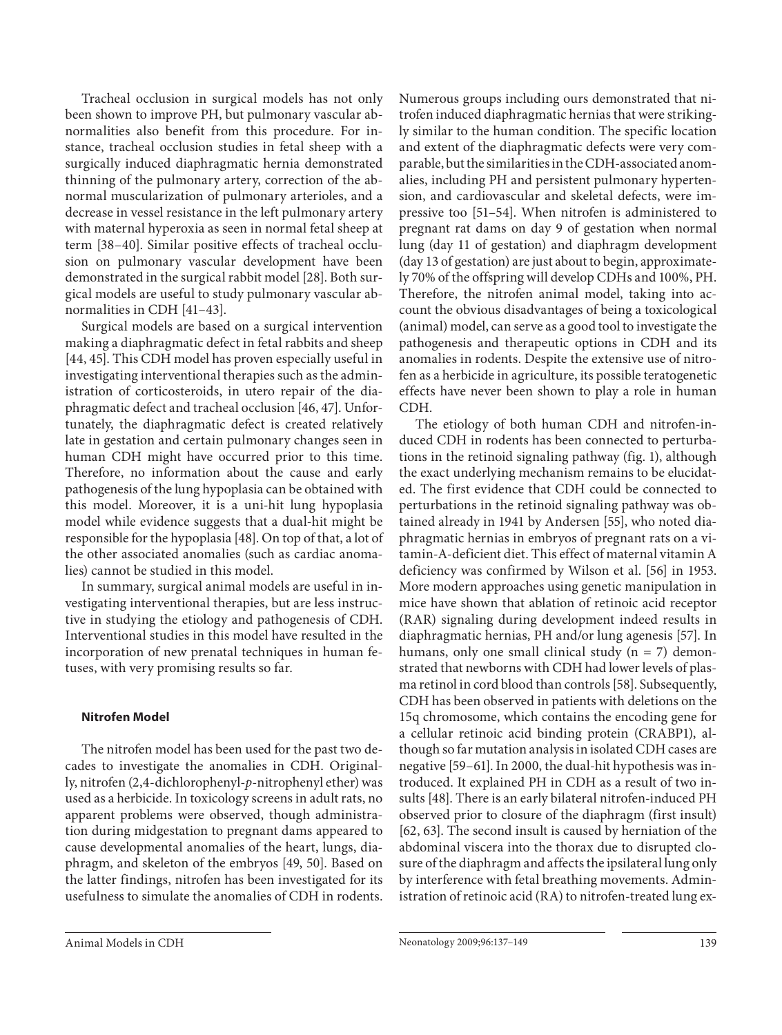Tracheal occlusion in surgical models has not only been shown to improve PH, but pulmonary vascular abnormalities also benefit from this procedure. For instance, tracheal occlusion studies in fetal sheep with a surgically induced diaphragmatic hernia demonstrated thinning of the pulmonary artery, correction of the abnormal muscularization of pulmonary arterioles, and a decrease in vessel resistance in the left pulmonary artery with maternal hyperoxia as seen in normal fetal sheep at term [38–40]. Similar positive effects of tracheal occlusion on pulmonary vascular development have been demonstrated in the surgical rabbit model [28]. Both surgical models are useful to study pulmonary vascular abnormalities in CDH [41–43].

Surgical models are based on a surgical intervention making a diaphragmatic defect in fetal rabbits and sheep [44, 45]. This CDH model has proven especially useful in investigating interventional therapies such as the administration of corticosteroids, in utero repair of the diaphragmatic defect and tracheal occlusion [46, 47]. Unfortunately, the diaphragmatic defect is created relatively late in gestation and certain pulmonary changes seen in human CDH might have occurred prior to this time. Therefore, no information about the cause and early pathogenesis of the lung hypoplasia can be obtained with this model. Moreover, it is a uni-hit lung hypoplasia model while evidence suggests that a dual-hit might be responsible for the hypoplasia [48]. On top of that, a lot of the other associated anomalies (such as cardiac anomalies) cannot be studied in this model.

In summary, surgical animal models are useful in investigating interventional therapies, but are less instructive in studying the etiology and pathogenesis of CDH. Interventional studies in this model have resulted in the incorporation of new prenatal techniques in human fetuses, with very promising results so far.

### Nitrofen Model

The nitrofen model has been used for the past two decades to investigate the anomalies in CDH. Originally, nitrofen (2,4-dichlorophenyl-*p*-nitrophenyl ether) was used as a herbicide. In toxicology screens in adult rats, no apparent problems were observed, though administration during midgestation to pregnant dams appeared to cause developmental anomalies of the heart, lungs, diaphragm, and skeleton of the embryos [49, 50]. Based on the latter findings, nitrofen has been investigated for its usefulness to simulate the anomalies of CDH in rodents. Numerous groups including ours demonstrated that nitrofen induced diaphragmatic hernias that were strikingly similar to the human condition. The specific location and extent of the diaphragmatic defects were very comparable, but the similarities in the CDH-associated anomalies, including PH and persistent pulmonary hypertension, and cardiovascular and skeletal defects, were impressive too [51–54]. When nitrofen is administered to pregnant rat dams on day 9 of gestation when normal lung (day 11 of gestation) and diaphragm development (day 13 of gestation) are just about to begin, approximately 70% of the offspring will develop CDHs and 100%, PH. Therefore, the nitrofen animal model, taking into account the obvious disadvantages of being a toxicological (animal) model, can serve as a good tool to investigate the pathogenesis and therapeutic options in CDH and its anomalies in rodents. Despite the extensive use of nitrofen as a herbicide in agriculture, its possible teratogenetic effects have never been shown to play a role in human CDH.

The etiology of both human CDH and nitrofen-induced CDH in rodents has been connected to perturbations in the retinoid signaling pathway (fig. 1), although the exact underlying mechanism remains to be elucidated. The first evidence that CDH could be connected to perturbations in the retinoid signaling pathway was obtained already in 1941 by Andersen [55], who noted diaphragmatic hernias in embryos of pregnant rats on a vitamin-A-deficient diet. This effect of maternal vitamin A deficiency was confirmed by Wilson et al. [56] in 1953. More modern approaches using genetic manipulation in mice have shown that ablation of retinoic acid receptor (RAR) signaling during development indeed results in diaphragmatic hernias, PH and/or lung agenesis [57]. In humans, only one small clinical study (n = 7) demonstrated that newborns with CDH had lower levels of plasma retinol in cord blood than controls [58]. Subsequently, CDH has been observed in patients with deletions on the 15q chromosome, which contains the encoding gene for a cellular retinoic acid binding protein (CRABP1), although so far mutation analysis in isolated CDH cases are negative [59–61]. In 2000, the dual-hit hypothesis was introduced. It explained PH in CDH as a result of two insults [48]. There is an early bilateral nitrofen-induced PH observed prior to closure of the diaphragm (first insult) [62, 63]. The second insult is caused by herniation of the abdominal viscera into the thorax due to disrupted closure of the diaphragm and affects the ipsilateral lung only by interference with fetal breathing movements. Administration of retinoic acid (RA) to nitrofen-treated lung ex-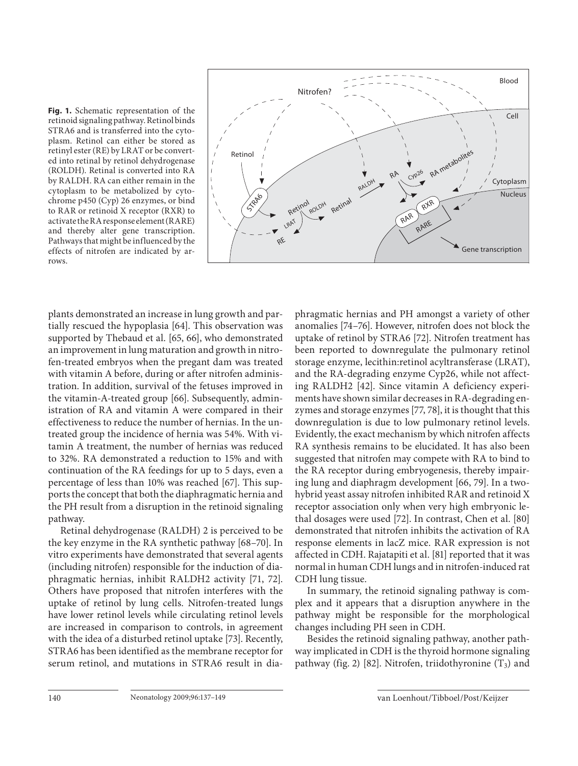**Fig. 1.** Schematic representation of the retinoid signaling pathway. Retinol binds STRA6 and is transferred into the cytoplasm. Retinol can either be stored as retinyl ester (RE) by LRAT or be converted into retinal by retinol dehydrogenase (ROLDH). Retinal is converted into RA by RALDH. RA can either remain in the cytoplasm to be metabolized by cytochrome p450 (Cyp) 26 enzymes, or bind to RAR or retinoid X receptor (RXR) to activate the RA response element (RARE) and thereby alter gene transcription. Pathways that might be influenced by the effects of nitrofen are indicated by arrows.

plants demonstrated an increase in lung growth and partially rescued the hypoplasia [64]. This observation was supported by Thebaud et al. [65, 66], who demonstrated an improvement in lung maturation and growth in nitrofen-treated embryos when the pregant dam was treated with vitamin A before, during or after nitrofen administration. In addition, survival of the fetuses improved in the vitamin-A-treated group [66]. Subsequently, administration of RA and vitamin A were compared in their effectiveness to reduce the number of hernias. In the untreated group the incidence of hernia was 54%. With vitamin A treatment, the number of hernias was reduced to 32%. RA demonstrated a reduction to 15% and with continuation of the RA feedings for up to 5 days, even a percentage of less than 10% was reached [67]. This supports the concept that both the diaphragmatic hernia and the PH result from a disruption in the retinoid signaling pathway.

Retinal dehydrogenase (RALDH) 2 is perceived to be the key enzyme in the RA synthetic pathway [68–70]. In vitro experiments have demonstrated that several agents (including nitrofen) responsible for the induction of diaphragmatic hernias, inhibit RALDH2 activity [71, 72]. Others have proposed that nitrofen interferes with the uptake of retinol by lung cells. Nitrofen-treated lungs have lower retinol levels while circulating retinol levels are increased in comparison to controls, in agreement with the idea of a disturbed retinol uptake [73]. Recently, STRA6 has been identified as the membrane receptor for serum retinol, and mutations in STRA6 result in diaphragmatic hernias and PH amongst a variety of other anomalies [74–76]. However, nitrofen does not block the uptake of retinol by STRA6 [72]. Nitrofen treatment has been reported to downregulate the pulmonary retinol storage enzyme, lecithin:retinol acyltransferase (LRAT), and the RA-degrading enzyme Cyp26, while not affecting RALDH2 [42]. Since vitamin A deficiency experiments have shown similar decreases in RA-degrading enzymes and storage enzymes [77, 78], it is thought that this downregulation is due to low pulmonary retinol levels. Evidently, the exact mechanism by which nitrofen affects RA synthesis remains to be elucidated. It has also been suggested that nitrofen may compete with RA to bind to the RA receptor during embryogenesis, thereby impairing lung and diaphragm development [66, 79]. In a two-hybrid yeast assay nitrofen inhibited RAR and retinoid X receptor association only when very high embryonic lethal dosages were used [72]. In contrast, Chen et al. [80] demonstrated that nitrofen inhibits the activation of RA response elements in lacZ mice. RAR expression is not affected in CDH. Rajatapiti et al. [81] reported that it was normal in human CDH lungs and in nitrofen-induced rat CDH lung tissue.

In summary, the retinoid signaling pathway is complex and it appears that a disruption anywhere in the pathway might be responsible for the morphological changes including PH seen in CDH.

Besides the retinoid signaling pathway, another pathway implicated in CDH is the thyroid hormone signaling pathway (fig. 2) [82]. Nitrofen, triidothyronine ($T_3$) and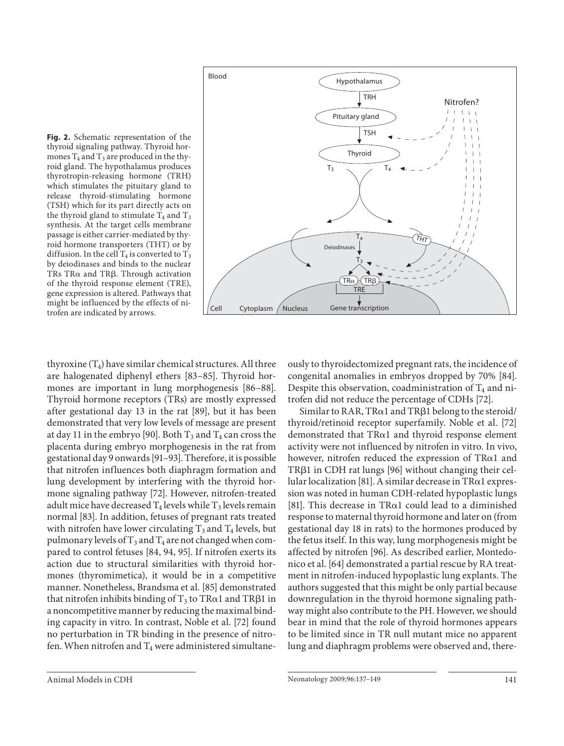**Fig. 2.** Schematic representation of the thyroid signaling pathway. Thyroid hormones $T_4$ and $T_3$ are produced in the thyroid gland. The hypothalamus produces thyrotropin-releasing hormone (TRH) which stimulates the pituitary gland to release thyroid-stimulating hormone (TSH) which for its part directly acts on the thyroid gland to stimulate $T_4$ and $T_3$ synthesis. At the target cells membrane passage is either carrier-mediated by thyroid hormone transporters (THT) or by diffusion. In the cell $T_4$ is converted to $T_3$ by deiodinases and binds to the nuclear TRs TRα and TRβ. Through activation of the thyroid response element (TRE), gene expression is altered. Pathways that might be influenced by the effects of nitrofen are indicated by arrows.

thyroxine ($T_4$) have similar chemical structures. All three are halogenated diphenyl ethers [83–85]. Thyroid hormones are important in lung morphogenesis [86–88]. Thyroid hormone receptors (TRs) are mostly expressed after gestational day 13 in the rat [89], but it has been demonstrated that very low levels of message are present at day 11 in the embryo [90]. Both $T_3$ and $T_4$ can cross the placenta during embryo morphogenesis in the rat from gestational day 9 onwards [91–93]. Therefore, it is possible that nitrofen influences both diaphragm formation and lung development by interfering with the thyroid hormone signaling pathway [72]. However, nitrofen-treated adult mice have decreased $T_4$ levels while $T_3$ levels remain normal [83]. In addition, fetuses of pregnant rats treated with nitrofen have lower circulating $T_3$ and $T_4$ levels, but pulmonary levels of $T_3$ and $T_4$ are not changed when compared to control fetuses [84, 94, 95]. If nitrofen exerts its action due to structural similarities with thyroid hormones (thyromimetica), it would be in a competitive manner. Nonetheless, Brandsma et al. [85] demonstrated that nitrofen inhibits binding of $T_3$ to TRα1 and TRβ1 in a noncompetitive manner by reducing the maximal binding capacity in vitro. In contrast, Noble et al. [72] found no perturbation in TR binding in the presence of nitrofen. When nitrofen and $T_4$ were administered simultaneously to thyroidectomized pregnant rats, the incidence of congenital anomalies in embryos dropped by 70% [84]. Despite this observation, coadministration of $T_4$ and nitrofen did not reduce the percentage of CDHs [72].

Similar to RAR, TRα1 and TRβ1 belong to the steroid/thyroid/retinoid receptor superfamily. Noble et al. [72] demonstrated that TRα1 and thyroid response element activity were not influenced by nitrofen in vitro. In vivo, however, nitrofen reduced the expression of TRα1 and TRβ1 in CDH rat lungs [96] without changing their cellular localization [81]. A similar decrease in TRα1 expression was noted in human CDH-related hypoplastic lungs [81]. This decrease in TRα1 could lead to a diminished response to maternal thyroid hormone and later on (from gestational day 18 in rats) to the hormones produced by the fetus itself. In this way, lung morphogenesis might be affected by nitrofen [96]. As described earlier, Montedonico et al. [64] demonstrated a partial rescue by RA treatment in nitrofen-induced hypoplastic lung explants. The authors suggested that this might be only partial because downregulation in the thyroid hormone signaling pathway might also contribute to the PH. However, we should bear in mind that the role of thyroid hormones appears to be limited since in TR null mutant mice no apparent lung and diaphragm problems were observed and, there-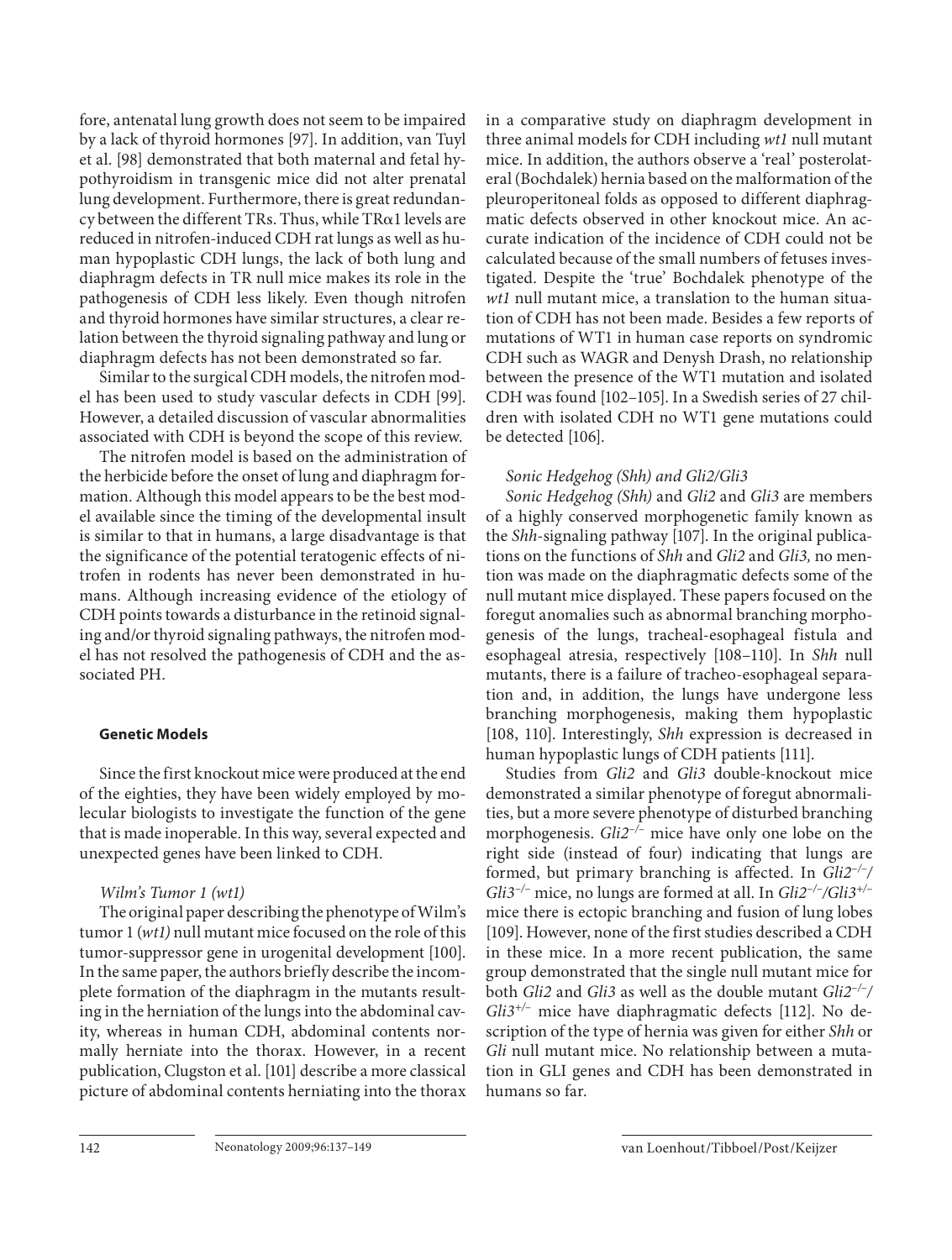fore, antenatal lung growth does not seem to be impaired by a lack of thyroid hormones [97]. In addition, van Tuyl et al. [98] demonstrated that both maternal and fetal hypothyroidism in transgenic mice did not alter prenatal lung development. Furthermore, there is great redundancy between the different TRs. Thus, while TRα1 levels are reduced in nitrofen-induced CDH rat lungs as well as human hypoplastic CDH lungs, the lack of both lung and diaphragm defects in TR null mice makes its role in the pathogenesis of CDH less likely. Even though nitrofen and thyroid hormones have similar structures, a clear relation between the thyroid signaling pathway and lung or diaphragm defects has not been demonstrated so far.

Similar to the surgical CDH models, the nitrofen model has been used to study vascular defects in CDH [99]. However, a detailed discussion of vascular abnormalities associated with CDH is beyond the scope of this review.

The nitrofen model is based on the administration of the herbicide before the onset of lung and diaphragm formation. Although this model appears to be the best model available since the timing of the developmental insult is similar to that in humans, a large disadvantage is that the significance of the potential teratogenic effects of nitrofen in rodents has never been demonstrated in humans. Although increasing evidence of the etiology of CDH points towards a disturbance in the retinoid signaling and/or thyroid signaling pathways, the nitrofen model has not resolved the pathogenesis of CDH and the associated PH.

## Genetic Models

Since the first knockout mice were produced at the end of the eighties, they have been widely employed by molecular biologists to investigate the function of the gene that is made inoperable. In this way, several expected and unexpected genes have been linked to CDH.

### *Wilm's Tumor 1 (wt1)*

The original paper describing the phenotype of Wilm's tumor 1 (*wt1)* null mutant mice focused on the role of this tumor-suppressor gene in urogenital development [100]. In the same paper, the authors briefly describe the incomplete formation of the diaphragm in the mutants resulting in the herniation of the lungs into the abdominal cavity, whereas in human CDH, abdominal contents normally herniate into the thorax. However, in a recent publication, Clugston et al. [101] describe a more classical picture of abdominal contents herniating into the thorax in a comparative study on diaphragm development in three animal models for CDH including *wt1* null mutant mice. In addition, the authors observe a 'real' posterolateral (Bochdalek) hernia based on the malformation of the pleuroperitoneal folds as opposed to different diaphragmatic defects observed in other knockout mice. An accurate indication of the incidence of CDH could not be calculated because of the small numbers of fetuses investigated. Despite the 'true' Bochdalek phenotype of the *wt1* null mutant mice, a translation to the human situation of CDH has not been made. Besides a few reports of mutations of WT1 in human case reports on syndromic CDH such as WAGR and Denysh Drash, no relationship between the presence of the WT1 mutation and isolated CDH was found [102–105]. In a Swedish series of 27 children with isolated CDH no WT1 gene mutations could be detected [106].

### *Sonic Hedgehog (Shh) and Gli2/Gli3*

*Sonic Hedgehog (Shh)* and *Gli2* and *Gli3* are members of a highly conserved morphogenetic family known as the *Shh*-signaling pathway [107]. In the original publications on the functions of *Shh* and *Gli2* and *Gli3,* no mention was made on the diaphragmatic defects some of the null mutant mice displayed. These papers focused on the foregut anomalies such as abnormal branching morphogenesis of the lungs, tracheal-esophageal fistula and esophageal atresia, respectively [108–110]. In *Shh* null mutants, there is a failure of tracheo-esophageal separation and, in addition, the lungs have undergone less branching morphogenesis, making them hypoplastic [108, 110]. Interestingly, *Shh* expression is decreased in human hypoplastic lungs of CDH patients [111].

Studies from *Gli2* and *Gli3* double-knockout mice demonstrated a similar phenotype of foregut abnormalities, but a more severe phenotype of disturbed branching morphogenesis. *Gli2*$^{-/-}$ mice have only one lobe on the right side (instead of four) indicating that lungs are formed, but primary branching is affected. In *Gli2*$^{-/-}$/*Gli3*$^{-/-}$ mice, no lungs are formed at all. In *Gli2*$^{-/-}$/*Gli3*$^{+/-}$ mice there is ectopic branching and fusion of lung lobes [109]. However, none of the first studies described a CDH in these mice. In a more recent publication, the same group demonstrated that the single null mutant mice for both *Gli2* and *Gli3* as well as the double mutant *Gli2*$^{-/-}$/*Gli3*$^{+/-}$ mice have diaphragmatic defects [112]. No description of the type of hernia was given for either *Shh* or *Gli* null mutant mice. No relationship between a mutation in GLI genes and CDH has been demonstrated in humans so far.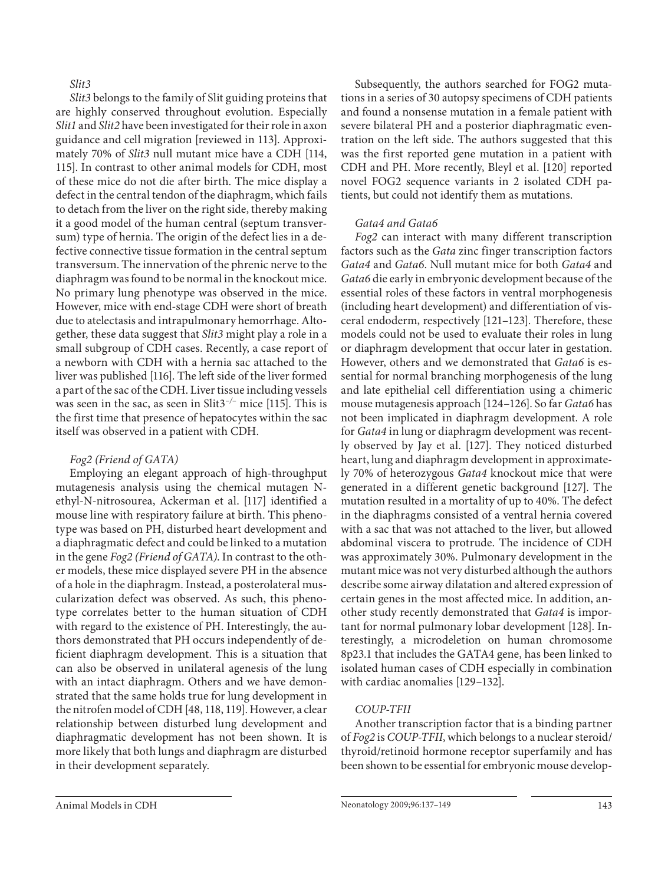### *Slit3*

*Slit3* belongs to the family of Slit guiding proteins that are highly conserved throughout evolution. Especially *Slit1* and *Slit2* have been investigated for their role in axon guidance and cell migration [reviewed in 113]. Approximately 70% of *Slit3* null mutant mice have a CDH [114, 115]. In contrast to other animal models for CDH, most of these mice do not die after birth. The mice display a defect in the central tendon of the diaphragm, which fails to detach from the liver on the right side, thereby making it a good model of the human central (septum transversum) type of hernia. The origin of the defect lies in a defective connective tissue formation in the central septum transversum. The innervation of the phrenic nerve to the diaphragm was found to be normal in the knockout mice. No primary lung phenotype was observed in the mice. However, mice with end-stage CDH were short of breath due to atelectasis and intrapulmonary hemorrhage. Altogether, these data suggest that *Slit3* might play a role in a small subgroup of CDH cases. Recently, a case report of a newborn with CDH with a hernia sac attached to the liver was published [116]. The left side of the liver formed a part of the sac of the CDH. Liver tissue including vessels was seen in the sac, as seen in Slit3$^{-/-}$ mice [115]. This is the first time that presence of hepatocytes within the sac itself was observed in a patient with CDH.

### *Fog2 (Friend of GATA)*

Employing an elegant approach of high-throughput mutagenesis analysis using the chemical mutagen N-ethyl-N-nitrosourea, Ackerman et al. [117] identified a mouse line with respiratory failure at birth. This phenotype was based on PH, disturbed heart development and a diaphragmatic defect and could be linked to a mutation in the gene *Fog2 (Friend of GATA)*. In contrast to the other models, these mice displayed severe PH in the absence of a hole in the diaphragm. Instead, a posterolateral muscularization defect was observed. As such, this phenotype correlates better to the human situation of CDH with regard to the existence of PH. Interestingly, the authors demonstrated that PH occurs independently of deficient diaphragm development. This is a situation that can also be observed in unilateral agenesis of the lung with an intact diaphragm. Others and we have demonstrated that the same holds true for lung development in the nitrofen model of CDH [48, 118, 119]. However, a clear relationship between disturbed lung development and diaphragmatic development has not been shown. It is more likely that both lungs and diaphragm are disturbed in their development separately.

Subsequently, the authors searched for FOG2 mutations in a series of 30 autopsy specimens of CDH patients and found a nonsense mutation in a female patient with severe bilateral PH and a posterior diaphragmatic eventration on the left side. The authors suggested that this was the first reported gene mutation in a patient with CDH and PH. More recently, Bleyl et al. [120] reported novel FOG2 sequence variants in 2 isolated CDH patients, but could not identify them as mutations.

### *Gata4 and Gata6*

*Fog2* can interact with many different transcription factors such as the *Gata* zinc finger transcription factors *Gata4* and *Gata6*. Null mutant mice for both *Gata4* and *Gata6* die early in embryonic development because of the essential roles of these factors in ventral morphogenesis (including heart development) and differentiation of visceral endoderm, respectively [121–123]. Therefore, these models could not be used to evaluate their roles in lung or diaphragm development that occur later in gestation. However, others and we demonstrated that *Gata6* is essential for normal branching morphogenesis of the lung and late epithelial cell differentiation using a chimeric mouse mutagenesis approach [124–126]. So far *Gata6* has not been implicated in diaphragm development. A role for *Gata4* in lung or diaphragm development was recently observed by Jay et al. [127]. They noticed disturbed heart, lung and diaphragm development in approximately 70% of heterozygous *Gata4* knockout mice that were generated in a different genetic background [127]. The mutation resulted in a mortality of up to 40%. The defect in the diaphragms consisted of a ventral hernia covered with a sac that was not attached to the liver, but allowed abdominal viscera to protrude. The incidence of CDH was approximately 30%. Pulmonary development in the mutant mice was not very disturbed although the authors describe some airway dilatation and altered expression of certain genes in the most affected mice. In addition, another study recently demonstrated that *Gata4* is important for normal pulmonary lobar development [128]. Interestingly, a microdeletion on human chromosome 8p23.1 that includes the GATA4 gene, has been linked to isolated human cases of CDH especially in combination with cardiac anomalies [129–132].

### *COUP-TFII*

Another transcription factor that is a binding partner of *Fog2* is *COUP-TFII*, which belongs to a nuclear steroid/thyroid/retinoid hormone receptor superfamily and has been shown to be essential for embryonic mouse develop-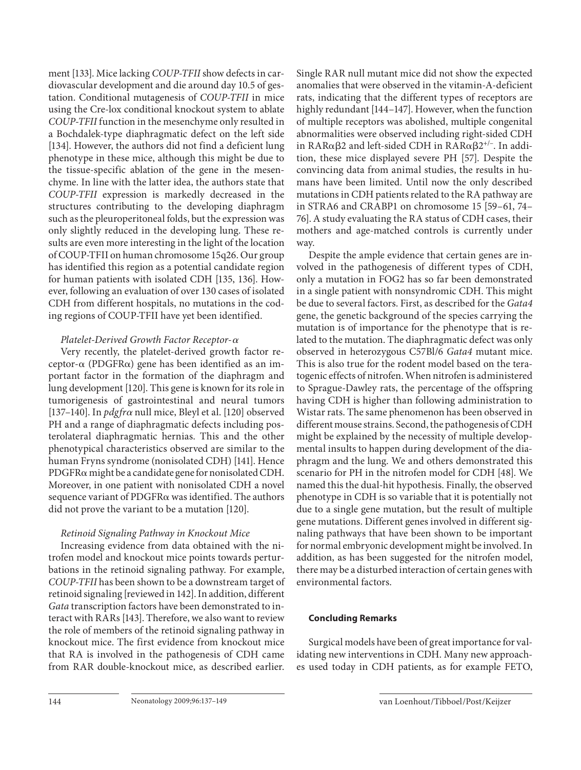ment [133]. Mice lacking *COUP-TFII* show defects in cardiovascular development and die around day 10.5 of gestation. Conditional mutagenesis of *COUP-TFII* in mice using the Cre-lox conditional knockout system to ablate *COUP-TFII* function in the mesenchyme only resulted in a Bochdalek-type diaphragmatic defect on the left side [134]. However, the authors did not find a deficient lung phenotype in these mice, although this might be due to the tissue-specific ablation of the gene in the mesenchyme. In line with the latter idea, the authors state that *COUP-TFII* expression is markedly decreased in the structures contributing to the developing diaphragm such as the pleuroperitoneal folds, but the expression was only slightly reduced in the developing lung. These results are even more interesting in the light of the location of COUP-TFII on human chromosome 15q26. Our group has identified this region as a potential candidate region for human patients with isolated CDH [135, 136]. However, following an evaluation of over 130 cases of isolated CDH from different hospitals, no mutations in the coding regions of COUP-TFII have yet been identified.

*Platelet-Derived Growth Factor Receptor-α*

Very recently, the platelet-derived growth factor receptor-α (PDGFRα) gene has been identified as an important factor in the formation of the diaphragm and lung development [120]. This gene is known for its role in tumorigenesis of gastrointestinal and neural tumors [137–140]. In *pdgfrα* null mice, Bleyl et al. [120] observed PH and a range of diaphragmatic defects including posterolateral diaphragmatic hernias. This and the other phenotypical characteristics observed are similar to the human Fryns syndrome (nonisolated CDH) [141]. Hence PDGFRα might be a candidate gene for nonisolated CDH. Moreover, in one patient with nonisolated CDH a novel sequence variant of PDGFRα was identified. The authors did not prove the variant to be a mutation [120].

*Retinoid Signaling Pathway in Knockout Mice*

Increasing evidence from data obtained with the nitrofen model and knockout mice points towards perturbations in the retinoid signaling pathway. For example, *COUP-TFII* has been shown to be a downstream target of retinoid signaling [reviewed in 142]. In addition, different *Gata* transcription factors have been demonstrated to interact with RARs [143]. Therefore, we also want to review the role of members of the retinoid signaling pathway in knockout mice. The first evidence from knockout mice that RA is involved in the pathogenesis of CDH came from RAR double-knockout mice, as described earlier. Single RAR null mutant mice did not show the expected anomalies that were observed in the vitamin-A-deficient rats, indicating that the different types of receptors are highly redundant [144–147]. However, when the function of multiple receptors was abolished, multiple congenital abnormalities were observed including right-sided CDH in RARαβ2 and left-sided CDH in RARαβ2$^{+/-}$. In addition, these mice displayed severe PH [57]. Despite the convincing data from animal studies, the results in humans have been limited. Until now the only described mutations in CDH patients related to the RA pathway are in STRA6 and CRABP1 on chromosome 15 [59–61, 74–76]. A study evaluating the RA status of CDH cases, their mothers and age-matched controls is currently under way.

Despite the ample evidence that certain genes are involved in the pathogenesis of different types of CDH, only a mutation in FOG2 has so far been demonstrated in a single patient with nonsyndromic CDH. This might be due to several factors. First, as described for the *Gata4* gene, the genetic background of the species carrying the mutation is of importance for the phenotype that is related to the mutation. The diaphragmatic defect was only observed in heterozygous C57Bl/6 *Gata4* mutant mice. This is also true for the rodent model based on the teratogenic effects of nitrofen. When nitrofen is administered to Sprague-Dawley rats, the percentage of the offspring having CDH is higher than following administration to Wistar rats. The same phenomenon has been observed in different mouse strains. Second, the pathogenesis of CDH might be explained by the necessity of multiple developmental insults to happen during development of the diaphragm and the lung. We and others demonstrated this scenario for PH in the nitrofen model for CDH [48]. We named this the dual-hit hypothesis. Finally, the observed phenotype in CDH is so variable that it is potentially not due to a single gene mutation, but the result of multiple gene mutations. Different genes involved in different signaling pathways that have been shown to be important for normal embryonic development might be involved. In addition, as has been suggested for the nitrofen model, there may be a disturbed interaction of certain genes with environmental factors.

## Concluding Remarks

Surgical models have been of great importance for validating new interventions in CDH. Many new approaches used today in CDH patients, as for example FETO,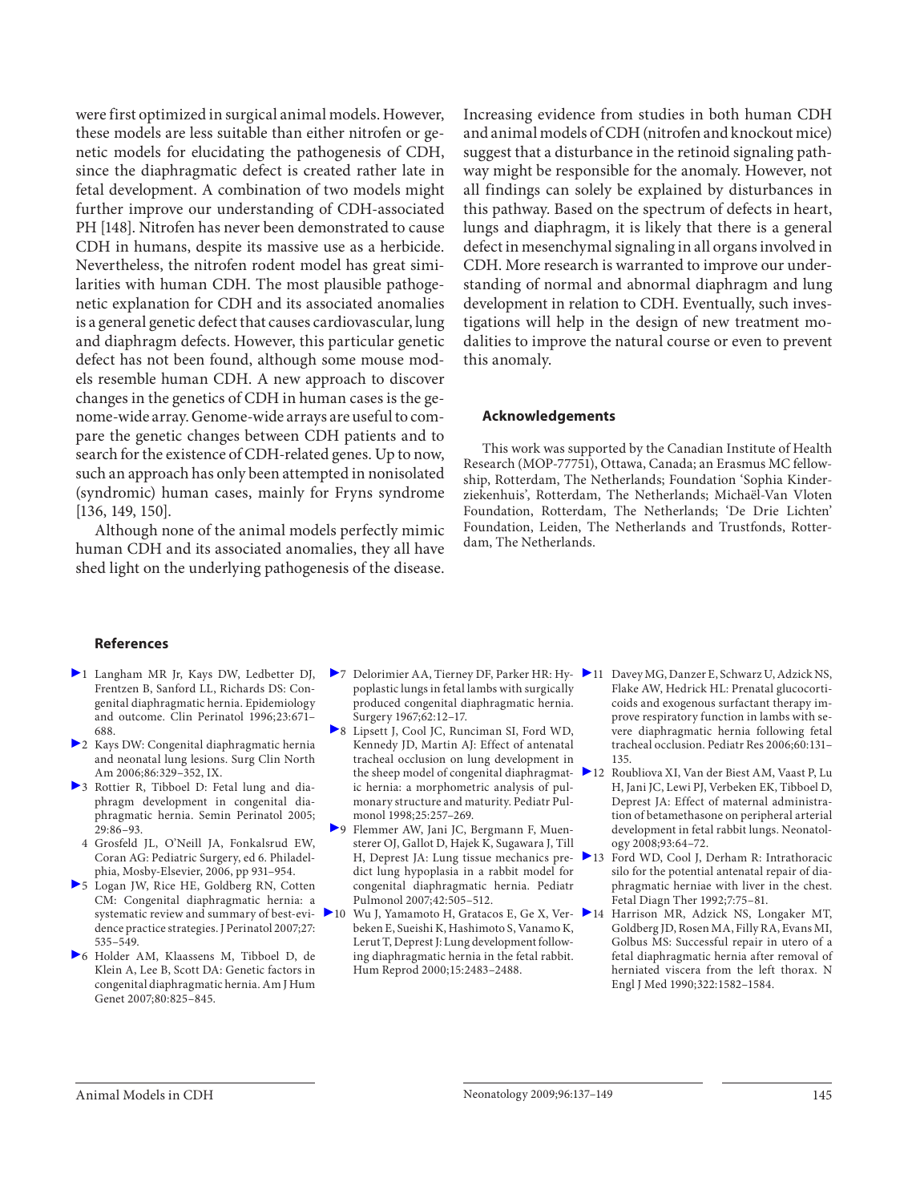were first optimized in surgical animal models. However, these models are less suitable than either nitrofen or genetic models for elucidating the pathogenesis of CDH, since the diaphragmatic defect is created rather late in fetal development. A combination of two models might further improve our understanding of CDH-associated PH [148]. Nitrofen has never been demonstrated to cause CDH in humans, despite its massive use as a herbicide. Nevertheless, the nitrofen rodent model has great similarities with human CDH. The most plausible pathogenetic explanation for CDH and its associated anomalies is a general genetic defect that causes cardiovascular, lung and diaphragm defects. However, this particular genetic defect has not been found, although some mouse models resemble human CDH. A new approach to discover changes in the genetics of CDH in human cases is the genome-wide array. Genome-wide arrays are useful to compare the genetic changes between CDH patients and to search for the existence of CDH-related genes. Up to now, such an approach has only been attempted in nonisolated (syndromic) human cases, mainly for Fryns syndrome [136, 149, 150].

Although none of the animal models perfectly mimic human CDH and its associated anomalies, they all have shed light on the underlying pathogenesis of the disease. Increasing evidence from studies in both human CDH and animal models of CDH (nitrofen and knockout mice) suggest that a disturbance in the retinoid signaling pathway might be responsible for the anomaly. However, not all findings can solely be explained by disturbances in this pathway. Based on the spectrum of defects in heart, lungs and diaphragm, it is likely that there is a general defect in mesenchymal signaling in all organs involved in CDH. More research is warranted to improve our understanding of normal and abnormal diaphragm and lung development in relation to CDH. Eventually, such investigations will help in the design of new treatment modalities to improve the natural course or even to prevent this anomaly.

## Acknowledgements

This work was supported by the Canadian Institute of Health Research (MOP-77751), Ottawa, Canada; an Erasmus MC fellowship, Rotterdam, The Netherlands; Foundation 'Sophia Kinderziekenhuis', Rotterdam, The Netherlands; Michaël-Van Vloten Foundation, Rotterdam, The Netherlands; 'De Drie Lichten' Foundation, Leiden, The Netherlands and Trustfonds, Rotterdam, The Netherlands.

## References

1. Langham MR Jr, Kays DW, Ledbetter DJ, Frentzen B, Sanford LL, Richards DS: Congenital diaphragmatic hernia. Epidemiology and outcome. Clin Perinatol 1996;23:671–688.
2. Kays DW: Congenital diaphragmatic hernia and neonatal lung lesions. Surg Clin North Am 2006;86:329–352, IX.
3. Rottier R, Tibboel D: Fetal lung and diaphragm development in congenital diaphragmatic hernia. Semin Perinatol 2005; 29:86–93.
4. Grosfeld JL, O'Neill JA, Fonkalsrud EW, Coran AG: Pediatric Surgery, ed 6. Philadelphia, Mosby-Elsevier, 2006, pp 931–954.
5. Logan JW, Rice HE, Goldberg RN, Cotten CM: Congenital diaphragmatic hernia: a systematic review and summary of best-evidence practice strategies. J Perinatol 2007;27: 535–549.
6. Holder AM, Klaassens M, Tibboel D, de Klein A, Lee B, Scott DA: Genetic factors in congenital diaphragmatic hernia. Am J Hum Genet 2007;80:825–845.
7. Delorimier AA, Tierney DF, Parker HR: Hypoplastic lungs in fetal lambs with surgically produced congenital diaphragmatic hernia. Surgery 1967;62:12–17.
8. Lipsett J, Cool JC, Runciman SI, Ford WD, Kennedy JD, Martin AJ: Effect of antenatal tracheal occlusion on lung development in the sheep model of congenital diaphragmatic hernia: a morphometric analysis of pulmonary structure and maturity. Pediatr Pulmonol 1998;25:257–269.
9. Flemmer AW, Jani JC, Bergmann F, Muensterer OJ, Gallot D, Hajek K, Sugawara J, Till H, Deprest JA: Lung tissue mechanics predict lung hypoplasia in a rabbit model for congenital diaphragmatic hernia. Pediatr Pulmonol 2007;42:505–512.
10. Wu J, Yamamoto H, Gratacos E, Ge X, Verbeken E, Sueishi K, Hashimoto S, Vanamo K, Lerut T, Deprest J: Lung development following diaphragmatic hernia in the fetal rabbit. Hum Reprod 2000;15:2483–2488.
11. Davey MG, Danzer E, Schwarz U, Adzick NS, Flake AW, Hedrick HL: Prenatal glucocorticoids and exogenous surfactant therapy improve respiratory function in lambs with severe diaphragmatic hernia following fetal tracheal occlusion. Pediatr Res 2006;60:131–135.
12. Roubliova XI, Van der Biest AM, Vaast P, Lu H, Jani JC, Lewi PJ, Verbeken EK, Tibboel D, Deprest JA: Effect of maternal administration of betamethasone on peripheral arterial development in fetal rabbit lungs. Neonatology 2008;93:64–72.
13. Ford WD, Cool J, Derham R: Intrathoracic silo for the potential antenatal repair of diaphragmatic herniae with liver in the chest. Fetal Diagn Ther 1992;7:75–81.
14. Harrison MR, Adzick NS, Longaker MT, Goldberg JD, Rosen MA, Filly RA, Evans MI, Golbus MS: Successful repair in utero of a fetal diaphragmatic hernia after removal of herniated viscera from the left thorax. N Engl J Med 1990;322:1582–1584.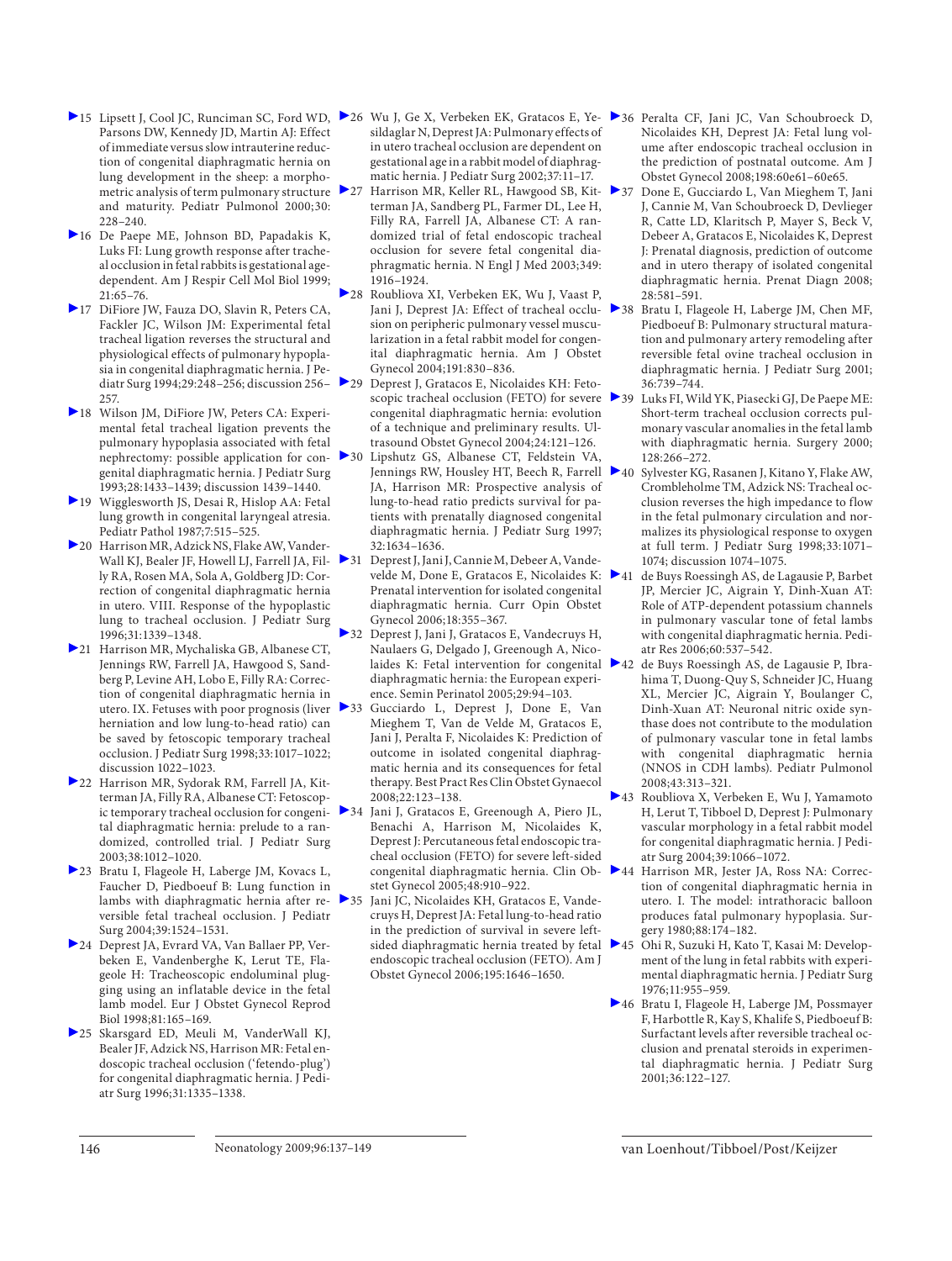15 Lipsett J, Cool JC, Runciman SC, Ford WD, Parsons DW, Kennedy JD, Martin AJ: Effect of immediate versus slow intrauterine reduction of congenital diaphragmatic hernia on lung development in the sheep: a morphometric analysis of term pulmonary structure and maturity. Pediatr Pulmonol 2000;30:228–240.

16 De Paepe ME, Johnson BD, Papadakis K, Luks FI: Lung growth response after tracheal occlusion in fetal rabbits is gestational age-dependent. Am J Respir Cell Mol Biol 1999;21:65–76.

17 DiFiore JW, Fauza DO, Slavin R, Peters CA, Fackler JC, Wilson JM: Experimental fetal tracheal ligation reverses the structural and physiological effects of pulmonary hypoplasia in congenital diaphragmatic hernia. J Pediatr Surg 1994;29:248–256; discussion 256–257.

18 Wilson JM, DiFiore JW, Peters CA: Experimental fetal tracheal ligation prevents the pulmonary hypoplasia associated with fetal nephrectomy: possible application for congenital diaphragmatic hernia. J Pediatr Surg 1993;28:1433–1439; discussion 1439–1440.

19 Wigglesworth JS, Desai R, Hislop AA: Fetal lung growth in congenital laryngeal atresia. Pediatr Pathol 1987;7:515–525.

20 Harrison MR, Adzick NS, Flake AW, VanderWall KJ, Bealer JF, Howell LJ, Farrell JA, Filly RA, Rosen MA, Sola A, Goldberg JD: Correction of congenital diaphragmatic hernia in utero. VIII. Response of the hypoplastic lung to tracheal occlusion. J Pediatr Surg 1996;31:1339–1348.

21 Harrison MR, Mychaliska GB, Albanese CT, Jennings RW, Farrell JA, Hawgood S, Sandberg P, Levine AH, Lobo E, Filly RA: Correction of congenital diaphragmatic hernia in utero. IX. Fetuses with poor prognosis (liver herniation and low lung-to-head ratio) can be saved by fetoscopic temporary tracheal occlusion. J Pediatr Surg 1998;33:1017–1022; discussion 1022–1023.

22 Harrison MR, Sydorak RM, Farrell JA, Kitterman JA, Filly RA, Albanese CT: Fetoscopic temporary tracheal occlusion for congenital diaphragmatic hernia: prelude to a randomized, controlled trial. J Pediatr Surg 2003;38:1012–1020.

23 Bratu I, Flageole H, Laberge JM, Kovacs L, Faucher D, Piedboeuf B: Lung function in lambs with diaphragmatic hernia after reversible fetal tracheal occlusion. J Pediatr Surg 2004;39:1524–1531.

24 Deprest JA, Evrard VA, Van Ballaer PP, Verbeken E, Vandenberghe K, Lerut TE, Flageole H: Tracheoscopic endoluminal plugging using an inflatable device in the fetal lamb model. Eur J Obstet Gynecol Reprod Biol 1998;81:165–169.

25 Skarsgard ED, Meuli M, VanderWall KJ, Bealer JF, Adzick NS, Harrison MR: Fetal endoscopic tracheal occlusion ('fetendo-plug') for congenital diaphragmatic hernia. J Pediatr Surg 1996;31:1335–1338.

26 Wu J, Ge X, Verbeken EK, Gratacos E, Yesildaglar N, Deprest JA: Pulmonary effects of in utero tracheal occlusion are dependent on gestational age in a rabbit model of diaphragmatic hernia. J Pediatr Surg 2002;37:11–17.

27 Harrison MR, Keller RL, Hawgood SB, Kitterman JA, Sandberg PL, Farmer DL, Lee H, Filly RA, Farrell JA, Albanese CT: A randomized trial of fetal endoscopic tracheal occlusion for severe fetal congenital diaphragmatic hernia. N Engl J Med 2003;349:1916–1924.

28 Roubliova XI, Verbeken EK, Wu J, Vaast P, Jani J, Deprest JA: Effect of tracheal occlusion on peripheric pulmonary vessel muscularization in a fetal rabbit model for congenital diaphragmatic hernia. Am J Obstet Gynecol 2004;191:830–836.

29 Deprest J, Gratacos E, Nicolaides KH: Fetoscopic tracheal occlusion (FETO) for severe congenital diaphragmatic hernia: evolution of a technique and preliminary results. Ultrasound Obstet Gynecol 2004;24:121–126.

30 Lipshutz GS, Albanese CT, Feldstein VA, Jennings RW, Housley HT, Beech R, Farrell JA, Harrison MR: Prospective analysis of lung-to-head ratio predicts survival for patients with prenatally diagnosed congenital diaphragmatic hernia. J Pediatr Surg 1997;32:1634–1636.

31 Deprest J, Jani J, Cannie M, Debeer A, Vandevelde M, Done E, Gratacos E, Nicolaides K: Prenatal intervention for isolated congenital diaphragmatic hernia. Curr Opin Obstet Gynecol 2006;18:355–367.

32 Deprest J, Jani J, Gratacos E, Vandecruys H, Naulaers G, Delgado J, Greenough A, Nicolaides K: Fetal intervention for congenital diaphragmatic hernia: the European experience. Semin Perinatol 2005;29:94–103.

33 Gucciardo L, Deprest J, Done E, Van Mieghem T, Van de Velde M, Gratacos E, Jani J, Peralta F, Nicolaides K: Prediction of outcome in isolated congenital diaphragmatic hernia and its consequences for fetal therapy. Best Pract Res Clin Obstet Gynaecol 2008;22:123–138.

34 Jani J, Gratacos E, Greenough A, Piero JL, Benachi A, Harrison M, Nicolaides K, Deprest J: Percutaneous fetal endoscopic tracheal occlusion (FETO) for severe left-sided congenital diaphragmatic hernia. Clin Obstet Gynecol 2005;48:910–922.

35 Jani JC, Nicolaides KH, Gratacos E, Vandecruys H, Deprest JA: Fetal lung-to-head ratio in the prediction of survival in severe left-sided diaphragmatic hernia treated by fetal endoscopic tracheal occlusion (FETO). Am J Obstet Gynecol 2006;195:1646–1650.

36 Peralta CF, Jani JC, Van Schoubroeck D, Nicolaides KH, Deprest JA: Fetal lung volume after endoscopic tracheal occlusion in the prediction of postnatal outcome. Am J Obstet Gynecol 2008;198:60e61–60e65.

37 Done E, Gucciardo L, Van Mieghem T, Jani J, Cannie M, Van Schoubroeck D, Devlieger R, Catte LD, Klaritsch P, Mayer S, Beck V, Debeer A, Gratacos E, Nicolaides K, Deprest J: Prenatal diagnosis, prediction of outcome and in utero therapy of isolated congenital diaphragmatic hernia. Prenat Diagn 2008;28:581–591.

38 Bratu I, Flageole H, Laberge JM, Chen MF, Piedboeuf B: Pulmonary structural maturation and pulmonary artery remodeling after reversible fetal ovine tracheal occlusion in diaphragmatic hernia. J Pediatr Surg 2001;36:739–744.

39 Luks FI, Wild YK, Piasecki GJ, De Paepe ME: Short-term tracheal occlusion corrects pulmonary vascular anomalies in the fetal lamb with diaphragmatic hernia. Surgery 2000;128:266–272.

40 Sylvester KG, Rasanen J, Kitano Y, Flake AW, Crombleholme TM, Adzick NS: Tracheal occlusion reverses the high impedance to flow in the fetal pulmonary circulation and normalizes its physiological response to oxygen at full term. J Pediatr Surg 1998;33:1071–1074; discussion 1074–1075.

41 de Buys Roessingh AS, de Lagausie P, Barbet JP, Mercier JC, Aigrain Y, Dinh-Xuan AT: Role of ATP-dependent potassium channels in pulmonary vascular tone of fetal lambs with congenital diaphragmatic hernia. Pediatr Res 2006;60:537–542.

42 de Buys Roessingh AS, de Lagausie P, Ibrahima T, Duong-Quy S, Schneider JC, Huang XL, Mercier JC, Aigrain Y, Boulanger C, Dinh-Xuan AT: Neuronal nitric oxide synthase does not contribute to the modulation of pulmonary vascular tone in fetal lambs with congenital diaphragmatic hernia (NNOS in CDH lambs). Pediatr Pulmonol 2008;43:313–321.

43 Roubliova X, Verbeken E, Wu J, Yamamoto H, Lerut T, Tibboel D, Deprest J: Pulmonary vascular morphology in a fetal rabbit model for congenital diaphragmatic hernia. J Pediatr Surg 2004;39:1066–1072.

44 Harrison MR, Jester JA, Ross NA: Correction of congenital diaphragmatic hernia in utero. I. The model: intrathoracic balloon produces fatal pulmonary hypoplasia. Surgery 1980;88:174–182.

45 Ohi R, Suzuki H, Kato T, Kasai M: Development of the lung in fetal rabbits with experimental diaphragmatic hernia. J Pediatr Surg 1976;11:955–959.

46 Bratu I, Flageole H, Laberge JM, Possmayer F, Harbottle R, Kay S, Khalife S, Piedboeuf B: Surfactant levels after reversible tracheal occlusion and prenatal steroids in experimental diaphragmatic hernia. J Pediatr Surg 2001;36:122–127.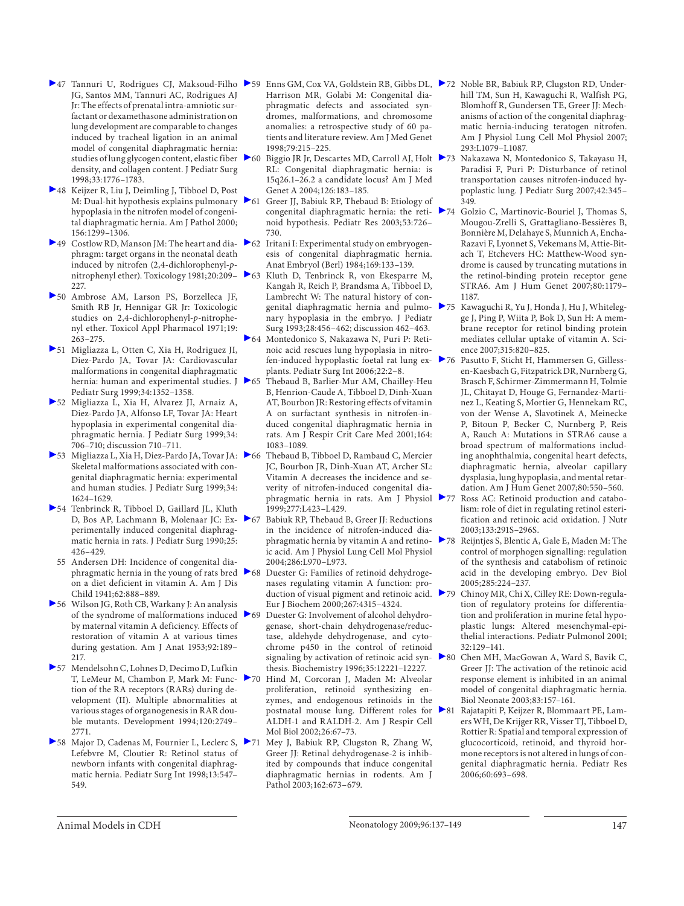47 Tannuri U, Rodrigues CJ, Maksoud-Filho JG, Santos MM, Tannuri AC, Rodrigues AJ Jr: The effects of prenatal intra-amniotic surfactant or dexamethasone administration on lung development are comparable to changes induced by tracheal ligation in an animal model of congenital diaphragmatic hernia: studies of lung glycogen content, elastic fiber density, and collagen content. J Pediatr Surg 1998;33:1776–1783.

48 Keijzer R, Liu J, Deimling J, Tibboel D, Post M: Dual-hit hypothesis explains pulmonary hypoplasia in the nitrofen model of congenital diaphragmatic hernia. Am J Pathol 2000; 156:1299–1306.

49 Costlow RD, Manson JM: The heart and diaphragm: target organs in the neonatal death induced by nitrofen (2,4-dichlorophenyl-*p*-nitrophenyl ether). Toxicology 1981;20:209–227.

50 Ambrose AM, Larson PS, Borzelleca JF, Smith RB Jr, Hennigar GR Jr: Toxicologic studies on 2,4-dichlorophenyl-*p*-nitrophenyl ether. Toxicol Appl Pharmacol 1971;19: 263–275.

51 Migliazza L, Otten C, Xia H, Rodriguez JI, Diez-Pardo JA, Tovar JA: Cardiovascular malformations in congenital diaphragmatic hernia: human and experimental studies. J Pediatr Surg 1999;34:1352–1358.

52 Migliazza L, Xia H, Alvarez JI, Arnaiz A, Diez-Pardo JA, Alfonso LF, Tovar JA: Heart hypoplasia in experimental congenital diaphragmatic hernia. J Pediatr Surg 1999;34: 706–710; discussion 710–711.

53 Migliazza L, Xia H, Diez-Pardo JA, Tovar JA: Skeletal malformations associated with congenital diaphragmatic hernia: experimental and human studies. J Pediatr Surg 1999;34: 1624–1629.

54 Tenbrinck R, Tibboel D, Gaillard JL, Kluth D, Bos AP, Lachmann B, Molenaar JC: Experimentally induced congenital diaphragmatic hernia in rats. J Pediatr Surg 1990;25: 426–429.

55 Andersen DH: Incidence of congenital diaphragmatic hernia in the young of rats bred on a diet deficient in vitamin A. Am J Dis Child 1941;62:888–889.

56 Wilson JG, Roth CB, Warkany J: An analysis of the syndrome of malformations induced by maternal vitamin A deficiency. Effects of restoration of vitamin A at various times during gestation. Am J Anat 1953;92:189–217.

57 Mendelsohn C, Lohnes D, Decimo D, Lufkin T, LeMeur M, Chambon P, Mark M: Function of the RA receptors (RARs) during development (II). Multiple abnormalities at various stages of organogenesis in RAR double mutants. Development 1994;120:2749–2771.

58 Major D, Cadenas M, Fournier L, Leclerc S, Lefebvre M, Cloutier R: Retinol status of newborn infants with congenital diaphragmatic hernia. Pediatr Surg Int 1998;13:547–549.

59 Enns GM, Cox VA, Goldstein RB, Gibbs DL, Harrison MR, Golabi M: Congenital diaphragmatic defects and associated syndromes, malformations, and chromosome anomalies: a retrospective study of 60 patients and literature review. Am J Med Genet 1998;79:215–225.

60 Biggio JR Jr, Descartes MD, Carroll AJ, Holt RL: Congenital diaphragmatic hernia: is 15q26.1–26.2 a candidate locus? Am J Med Genet A 2004;126:183–185.

61 Greer JJ, Babiuk RP, Thebaud B: Etiology of congenital diaphragmatic hernia: the retinoid hypothesis. Pediatr Res 2003;53:726–730.

62 Iritani I: Experimental study on embryogenesis of congenital diaphragmatic hernia. Anat Embryol (Berl) 1984;169:133–139.

63 Kluth D, Tenbrinck R, von Ekesparre M, Kangah R, Reich P, Brandsma A, Tibboel D, Lambrecht W: The natural history of congenital diaphragmatic hernia and pulmonary hypoplasia in the embryo. J Pediatr Surg 1993;28:456–462; discussion 462–463.

64 Montedonico S, Nakazawa N, Puri P: Retinoic acid rescues lung hypoplasia in nitrofen-induced hypoplastic foetal rat lung explants. Pediatr Surg Int 2006;22:2–8.

65 Thebaud B, Barlier-Mur AM, Chailley-Heu B, Henrion-Caude A, Tibboel D, Dinh-Xuan AT, Bourbon JR: Restoring effects of vitamin A on surfactant synthesis in nitrofen-induced congenital diaphragmatic hernia in rats. Am J Respir Crit Care Med 2001;164: 1083–1089.

66 Thebaud B, Tibboel D, Rambaud C, Mercier JC, Bourbon JR, Dinh-Xuan AT, Archer SL: Vitamin A decreases the incidence and severity of nitrofen-induced congenital diaphragmatic hernia in rats. Am J Physiol 1999;277:L423–L429.

67 Babiuk RP, Thebaud B, Greer JJ: Reductions in the incidence of nitrofen-induced diaphragmatic hernia by vitamin A and retinoic acid. Am J Physiol Lung Cell Mol Physiol 2004;286:L970–L973.

68 Duester G: Families of retinoid dehydrogenases regulating vitamin A function: production of visual pigment and retinoic acid. Eur J Biochem 2000;267:4315–4324.

69 Duester G: Involvement of alcohol dehydrogenase, short-chain dehydrogenase/reductase, aldehyde dehydrogenase, and cytochrome p450 in the control of retinoid signaling by activation of retinoic acid synthesis. Biochemistry 1996;35:12221–12227.

70 Hind M, Corcoran J, Maden M: Alveolar proliferation, retinoid synthesizing enzymes, and endogenous retinoids in the postnatal mouse lung. Different roles for ALDH-1 and RALDH-2. Am J Respir Cell Mol Biol 2002;26:67–73.

71 Mey J, Babiuk RP, Clugston R, Zhang W, Greer JJ: Retinal dehydrogenase-2 is inhibited by compounds that induce congenital diaphragmatic hernias in rodents. Am J Pathol 2003;162:673–679.

72 Noble BR, Babiuk RP, Clugston RD, Underhill TM, Sun H, Kawaguchi R, Walfish PG, Blomhoff R, Gundersen TE, Greer JJ: Mechanisms of action of the congenital diaphragmatic hernia-inducing teratogen nitrofen. Am J Physiol Lung Cell Mol Physiol 2007; 293:L1079–L1087.

73 Nakazawa N, Montedonico S, Takayasu H, Paradisi F, Puri P: Disturbance of retinol transportation causes nitrofen-induced hypoplastic lung. J Pediatr Surg 2007;42:345–349.

74 Golzio C, Martinovic-Bouriel J, Thomas S, Mougou-Zrelli S, Grattagliano-Bessières B, Bonnière M, Delahaye S, Munnich A, Encha-Razavi F, Lyonnet S, Vekemans M, Attie-Bitach T, Etchevers HC: Matthew-Wood syndrome is caused by truncating mutations in the retinol-binding protein receptor gene STRA6. Am J Hum Genet 2007;80:1179–1187.

75 Kawaguchi R, Yu J, Honda J, Hu J, Whitelegge J, Ping P, Wiita P, Bok D, Sun H: A membrane receptor for retinol binding protein mediates cellular uptake of vitamin A. Science 2007;315:820–825.

76 Pasutto F, Sticht H, Hammersen G, Gillessen-Kaesbach G, Fitzpatrick DR, Nurnberg G, Brasch F, Schirmer-Zimmermann H, Tolmie JL, Chitayat D, Houge G, Fernandez-Martinez L, Keating S, Mortier G, Hennekam RC, von der Wense A, Slavotinek A, Meinecke P, Bitoun P, Becker C, Nurnberg P, Reis A, Rauch A: Mutations in STRA6 cause a broad spectrum of malformations including anophthalmia, congenital heart defects, diaphragmatic hernia, alveolar capillary dysplasia, lung hypoplasia, and mental retardation. Am J Hum Genet 2007;80:550–560.

77 Ross AC: Retinoid production and catabolism: role of diet in regulating retinol esterification and retinoic acid oxidation. J Nutr 2003;133:291S–296S.

78 Reijntjes S, Blentic A, Gale E, Maden M: The control of morphogen signalling: regulation of the synthesis and catabolism of retinoic acid in the developing embryo. Dev Biol 2005;285:224–237.

79 Chinoy MR, Chi X, Cilley RE: Down-regulation of regulatory proteins for differentiation and proliferation in murine fetal hypoplastic lungs: Altered mesenchymal-epithelial interactions. Pediatr Pulmonol 2001; 32:129–141.

80 Chen MH, MacGowan A, Ward S, Bavik C, Greer JJ: The activation of the retinoic acid response element is inhibited in an animal model of congenital diaphragmatic hernia. Biol Neonate 2003;83:157–161.

81 Rajatapiti P, Keijzer R, Blommaart PE, Lamers WH, De Krijger RR, Visser TJ, Tibboel D, Rottier R: Spatial and temporal expression of glucocorticoid, retinoid, and thyroid hormone receptors is not altered in lungs of congenital diaphragmatic hernia. Pediatr Res 2006;60:693–698.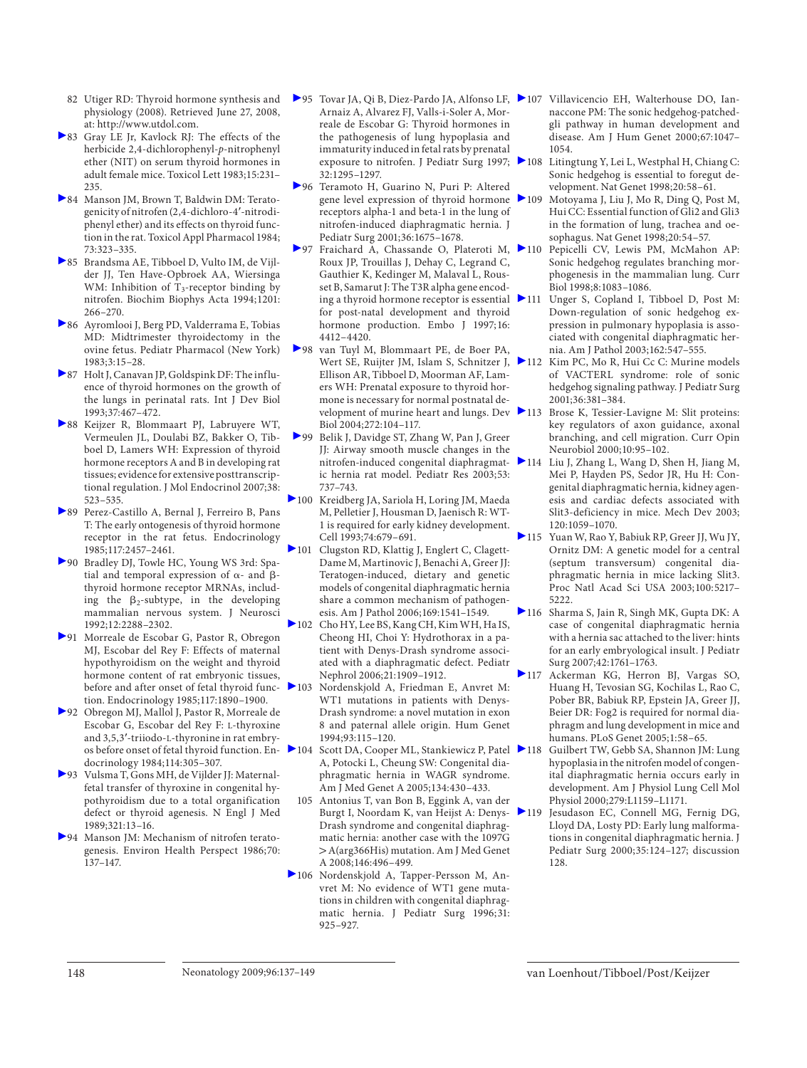82 Utiger RD: Thyroid hormone synthesis and physiology (2008). Retrieved June 27, 2008, at: http://www.utdol.com.

83 Gray LE Jr, Kavlock RJ: The effects of the herbicide 2,4-dichlorophenyl-*p*-nitrophenyl ether (NIT) on serum thyroid hormones in adult female mice. Toxicol Lett 1983;15:231–235.

84 Manson JM, Brown T, Baldwin DM: Teratogenicity of nitrofen (2,4-dichloro-4′-nitrodiphenyl ether) and its effects on thyroid function in the rat. Toxicol Appl Pharmacol 1984;73:323–335.

85 Brandsma AE, Tibboel D, Vulto IM, de Vijlder JJ, Ten Have-Opbroek AA, Wiersinga WM: Inhibition of $T_3$-receptor binding by nitrofen. Biochim Biophys Acta 1994;1201:266–270.

86 Ayromlooi J, Berg PD, Valderrama E, Tobias MD: Midtrimester thyroidectomy in the ovine fetus. Pediatr Pharmacol (New York) 1983;3:15–28.

87 Holt J, Canavan JP, Goldspink DF: The influence of thyroid hormones on the growth of the lungs in perinatal rats. Int J Dev Biol 1993;37:467–472.

88 Keijzer R, Blommaart PJ, Labruyere WT, Vermeulen JL, Doulabi BZ, Bakker O, Tibboel D, Lamers WH: Expression of thyroid hormone receptors A and B in developing rat tissues; evidence for extensive posttranscriptional regulation. J Mol Endocrinol 2007;38:523–535.

89 Perez-Castillo A, Bernal J, Ferreiro B, Pans T: The early ontogenesis of thyroid hormone receptor in the rat fetus. Endocrinology 1985;117:2457–2461.

90 Bradley DJ, Towle HC, Young WS 3rd: Spatial and temporal expression of α- and β-thyroid hormone receptor MRNAs, including the $\beta_2$-subtype, in the developing mammalian nervous system. J Neurosci 1992;12:2288–2302.

91 Morreale de Escobar G, Pastor R, Obregon MJ, Escobar del Rey F: Effects of maternal hypothyroidism on the weight and thyroid hormone content of rat embryonic tissues, before and after onset of fetal thyroid function. Endocrinology 1985;117:1890–1900.

92 Obregon MJ, Mallol J, Pastor R, Morreale de Escobar G, Escobar del Rey F: L-thyroxine and 3,5,3′-triiodo-L-thyronine in rat embryos before onset of fetal thyroid function. Endocrinology 1984;114:305–307.

93 Vulsma T, Gons MH, de Vijlder JJ: Maternal-fetal transfer of thyroxine in congenital hypothyroidism due to a total organification defect or thyroid agenesis. N Engl J Med 1989;321:13–16.

94 Manson JM: Mechanism of nitrofen teratogenesis. Environ Health Perspect 1986;70:137–147.

95 Tovar JA, Qi B, Diez-Pardo JA, Alfonso LF, Arnaiz A, Alvarez FJ, Valls-i-Soler A, Morreale de Escobar G: Thyroid hormones in the pathogenesis of lung hypoplasia and immaturity induced in fetal rats by prenatal exposure to nitrofen. J Pediatr Surg 1997;32:1295–1297.

96 Teramoto H, Guarino N, Puri P: Altered gene level expression of thyroid hormone receptors alpha-1 and beta-1 in the lung of nitrofen-induced diaphragmatic hernia. J Pediatr Surg 2001;36:1675–1678.

97 Fraichard A, Chassande O, Plateroti M, Roux JP, Trouillas J, Dehay C, Legrand C, Gauthier K, Kedinger M, Malaval L, Rousset B, Samarut J: The T3R alpha gene encoding a thyroid hormone receptor is essential for post-natal development and thyroid hormone production. Embo J 1997;16:4412–4420.

98 van Tuyl M, Blommaart PE, de Boer PA, Wert SE, Ruijter JM, Islam S, Schnitzer J, Ellison AR, Tibboel D, Moorman AF, Lamers WH: Prenatal exposure to thyroid hormone is necessary for normal postnatal development of murine heart and lungs. Dev Biol 2004;272:104–117.

99 Belik J, Davidge ST, Zhang W, Pan J, Greer JJ: Airway smooth muscle changes in the nitrofen-induced congenital diaphragmatic hernia rat model. Pediatr Res 2003;53:737–743.

100 Kreidberg JA, Sariola H, Loring JM, Maeda M, Pelletier J, Housman D, Jaenisch R: WT-1 is required for early kidney development. Cell 1993;74:679–691.

101 Clugston RD, Klattig J, Englert C, Clagett-Dame M, Martinovic J, Benachi A, Greer JJ: Teratogen-induced, dietary and genetic models of congenital diaphragmatic hernia share a common mechanism of pathogenesis. Am J Pathol 2006;169:1541–1549.

102 Cho HY, Lee BS, Kang CH, Kim WH, Ha IS, Cheong HI, Choi Y: Hydrothorax in a patient with Denys-Drash syndrome associated with a diaphragmatic defect. Pediatr Nephrol 2006;21:1909–1912.

103 Nordenskjold A, Friedman E, Anvret M: WT1 mutations in patients with Denys-Drash syndrome: a novel mutation in exon 8 and paternal allele origin. Hum Genet 1994;93:115–120.

104 Scott DA, Cooper ML, Stankiewicz P, Patel A, Potocki L, Cheung SW: Congenital diaphragmatic hernia in WAGR syndrome. Am J Med Genet A 2005;134:430–433.

105 Antonius T, van Bon B, Eggink A, van der Burgt I, Noordam K, van Heijst A: Denys-Drash syndrome and congenital diaphragmatic hernia: another case with the 1097G > A(arg366His) mutation. Am J Med Genet A 2008;146:496–499.

106 Nordenskjold A, Tapper-Persson M, Anvret M: No evidence of WT1 gene mutations in children with congenital diaphragmatic hernia. J Pediatr Surg 1996;31:925–927.

107 Villavicencio EH, Walterhouse DO, Iannaccone PM: The sonic hedgehog-patched-gli pathway in human development and disease. Am J Hum Genet 2000;67:1047–1054.

108 Litingtung Y, Lei L, Westphal H, Chiang C: Sonic hedgehog is essential to foregut development. Nat Genet 1998;20:58–61.

109 Motoyama J, Liu J, Mo R, Ding Q, Post M, Hui CC: Essential function of Gli2 and Gli3 in the formation of lung, trachea and oesophagus. Nat Genet 1998;20:54–57.

110 Pepicelli CV, Lewis PM, McMahon AP: Sonic hedgehog regulates branching morphogenesis in the mammalian lung. Curr Biol 1998;8:1083–1086.

111 Unger S, Copland I, Tibboel D, Post M: Down-regulation of sonic hedgehog expression in pulmonary hypoplasia is associated with congenital diaphragmatic hernia. Am J Pathol 2003;162:547–555.

112 Kim PC, Mo R, Hui Cc C: Murine models of VACTERL syndrome: role of sonic hedgehog signaling pathway. J Pediatr Surg 2001;36:381–384.

113 Brose K, Tessier-Lavigne M: Slit proteins: key regulators of axon guidance, axonal branching, and cell migration. Curr Opin Neurobiol 2000;10:95–102.

114 Liu J, Zhang L, Wang D, Shen H, Jiang M, Mei P, Hayden PS, Sedor JR, Hu H: Congenital diaphragmatic hernia, kidney agenesis and cardiac defects associated with Slit3-deficiency in mice. Mech Dev 2003;120:1059–1070.

115 Yuan W, Rao Y, Babiuk RP, Greer JJ, Wu JY, Ornitz DM: A genetic model for a central (septum transversum) congenital diaphragmatic hernia in mice lacking Slit3. Proc Natl Acad Sci USA 2003;100:5217–5222.

116 Sharma S, Jain R, Singh MK, Gupta DK: A case of congenital diaphragmatic hernia with a hernia sac attached to the liver: hints for an early embryological insult. J Pediatr Surg 2007;42:1761–1763.

117 Ackerman KG, Herron BJ, Vargas SO, Huang H, Tevosian SG, Kochilas L, Rao C, Pober BR, Babiuk RP, Epstein JA, Greer JJ, Beier DR: Fog2 is required for normal diaphragm and lung development in mice and humans. PLoS Genet 2005;1:58–65.

118 Guilbert TW, Gebb SA, Shannon JM: Lung hypoplasia in the nitrofen model of congenital diaphragmatic hernia occurs early in development. Am J Physiol Lung Cell Mol Physiol 2000;279:L1159–L1171.

119 Jesudason EC, Connell MG, Fernig DG, Lloyd DA, Losty PD: Early lung malformations in congenital diaphragmatic hernia. J Pediatr Surg 2000;35:124–127; discussion 128.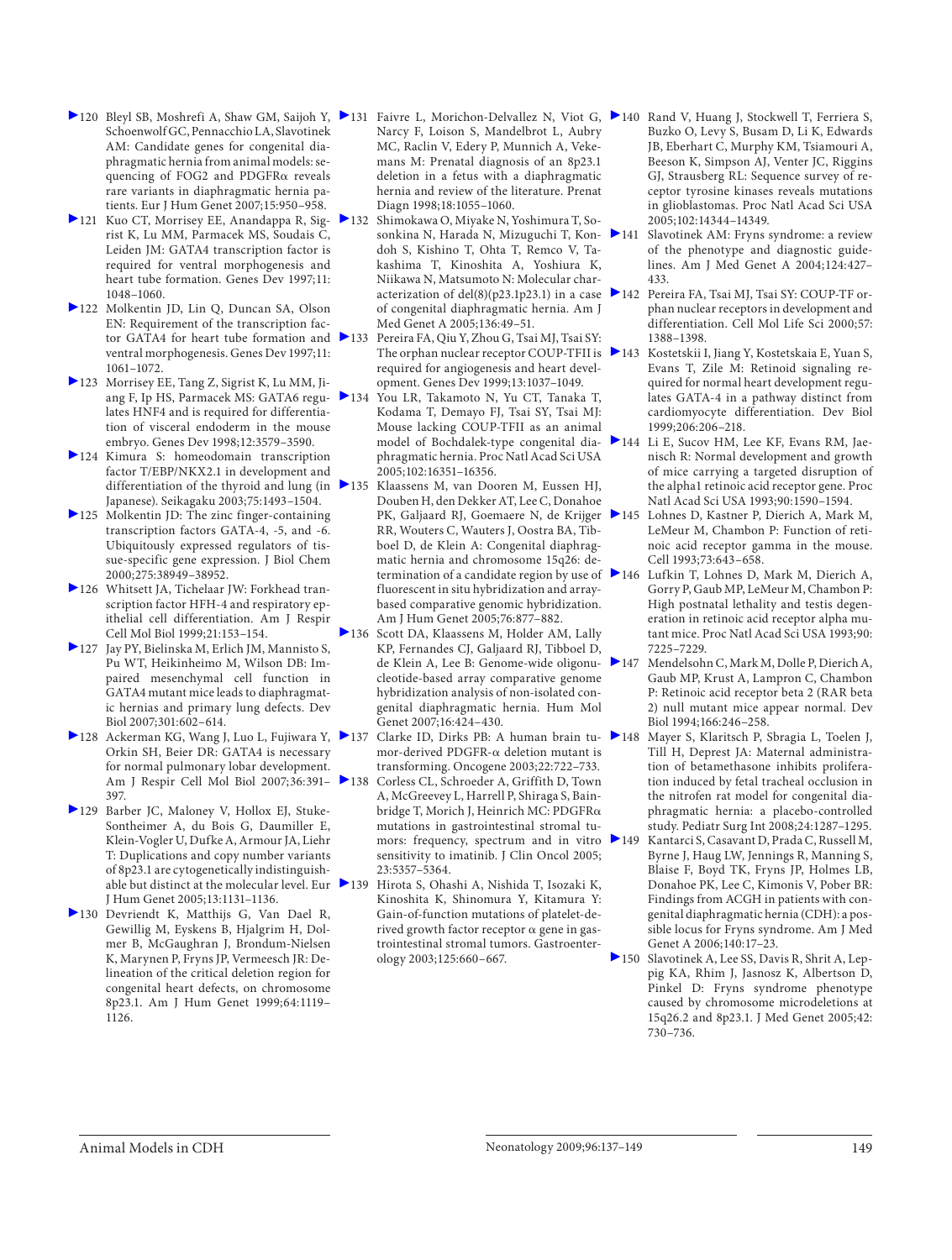120 Bleyl SB, Moshrefi A, Shaw GM, Saijoh Y, Schoenwolf GC, Pennacchio LA, Slavotinek AM: Candidate genes for congenital diaphragmatic hernia from animal models: sequencing of FOG2 and PDGFRα reveals rare variants in diaphragmatic hernia patients. Eur J Hum Genet 2007;15:950–958.

121 Kuo CT, Morrisey EE, Anandappa R, Sigrist K, Lu MM, Parmacek MS, Soudais C, Leiden JM: GATA4 transcription factor is required for ventral morphogenesis and heart tube formation. Genes Dev 1997;11:1048–1060.

122 Molkentin JD, Lin Q, Duncan SA, Olson EN: Requirement of the transcription factor GATA4 for heart tube formation and ventral morphogenesis. Genes Dev 1997;11:1061–1072.

123 Morrisey EE, Tang Z, Sigrist K, Lu MM, Jiang F, Ip HS, Parmacek MS: GATA6 regulates HNF4 and is required for differentiation of visceral endoderm in the mouse embryo. Genes Dev 1998;12:3579–3590.

124 Kimura S: homeodomain transcription factor T/EBP/NKX2.1 in development and differentiation of the thyroid and lung (in Japanese). Seikagaku 2003;75:1493–1504.

125 Molkentin JD: The zinc finger-containing transcription factors GATA-4, -5, and -6. Ubiquitously expressed regulators of tissue-specific gene expression. J Biol Chem 2000;275:38949–38952.

126 Whitsett JA, Tichelaar JW: Forkhead transcription factor HFH-4 and respiratory epithelial cell differentiation. Am J Respir Cell Mol Biol 1999;21:153–154.

127 Jay PY, Bielinska M, Erlich JM, Mannisto S, Pu WT, Heikinheimo M, Wilson DB: Impaired mesenchymal cell function in GATA4 mutant mice leads to diaphragmatic hernias and primary lung defects. Dev Biol 2007;301:602–614.

128 Ackerman KG, Wang J, Luo L, Fujiwara Y, Orkin SH, Beier DR: GATA4 is necessary for normal pulmonary lobar development. Am J Respir Cell Mol Biol 2007;36:391–397.

129 Barber JC, Maloney V, Hollox EJ, Stuke-Sontheimer A, du Bois G, Daumiller E, Klein-Vogler U, Dufke A, Armour JA, Liehr T: Duplications and copy number variants of 8p23.1 are cytogenetically indistinguishable but distinct at the molecular level. Eur J Hum Genet 2005;13:1131–1136.

130 Devriendt K, Matthijs G, Van Dael R, Gewillig M, Eyskens B, Hjalgrim H, Dolmer B, McGaughran J, Brondum-Nielsen K, Marynen P, Fryns JP, Vermeesch JR: Delineation of the critical deletion region for congenital heart defects, on chromosome 8p23.1. Am J Hum Genet 1999;64:1119–1126.

131 Faivre L, Morichon-Delvallez N, Viot G, Narcy F, Loison S, Mandelbrot L, Aubry MC, Raclin V, Edery P, Munnich A, Vekemans M: Prenatal diagnosis of an 8p23.1 deletion in a fetus with a diaphragmatic hernia and review of the literature. Prenat Diagn 1998;18:1055–1060.

132 Shimokawa O, Miyake N, Yoshimura T, Sosonkina N, Harada N, Mizuguchi T, Kondoh S, Kishino T, Ohta T, Remco V, Takashima T, Kinoshita A, Yoshiura K, Niikawa N, Matsumoto N: Molecular characterization of del(8)(p23.1p23.1) in a case of congenital diaphragmatic hernia. Am J Med Genet A 2005;136:49–51.

133 Pereira FA, Qiu Y, Zhou G, Tsai MJ, Tsai SY: The orphan nuclear receptor COUP-TFII is required for angiogenesis and heart development. Genes Dev 1999;13:1037–1049.

134 You LR, Takamoto N, Yu CT, Tanaka T, Kodama T, Demayo FJ, Tsai SY, Tsai MJ: Mouse lacking COUP-TFII as an animal model of Bochdalek-type congenital diaphragmatic hernia. Proc Natl Acad Sci USA 2005;102:16351–16356.

135 Klaassens M, van Dooren M, Eussen HJ, Douben H, den Dekker AT, Lee C, Donahoe PK, Galjaard RJ, Goemaere N, de Krijger RR, Wouters C, Wauters J, Oostra BA, Tibboel D, de Klein A: Congenital diaphragmatic hernia and chromosome 15q26: determination of a candidate region by use of fluorescent in situ hybridization and array-based comparative genomic hybridization. Am J Hum Genet 2005;76:877–882.

136 Scott DA, Klaassens M, Holder AM, Lally KP, Fernandes CJ, Galjaard RJ, Tibboel D, de Klein A, Lee B: Genome-wide oligonucleotide-based array comparative genome hybridization analysis of non-isolated congenital diaphragmatic hernia. Hum Mol Genet 2007;16:424–430.

137 Clarke ID, Dirks PB: A human brain tumor-derived PDGFR-α deletion mutant is transforming. Oncogene 2003;22:722–733.

138 Corless CL, Schroeder A, Griffith D, Town A, McGreevey L, Harrell P, Shiraga S, Bainbridge T, Morich J, Heinrich MC: PDGFRα mutations in gastrointestinal stromal tumors: frequency, spectrum and in vitro sensitivity to imatinib. J Clin Oncol 2005;23:5357–5364.

139 Hirota S, Ohashi A, Nishida T, Isozaki K, Kinoshita K, Shinomura Y, Kitamura Y: Gain-of-function mutations of platelet-derived growth factor receptor α gene in gastrointestinal stromal tumors. Gastroenterology 2003;125:660–667.

140 Rand V, Huang J, Stockwell T, Ferriera S, Buzko O, Levy S, Busam D, Li K, Edwards JB, Eberhart C, Murphy KM, Tsiamouri A, Beeson K, Simpson AJ, Venter JC, Riggins GJ, Strausberg RL: Sequence survey of receptor tyrosine kinases reveals mutations in glioblastomas. Proc Natl Acad Sci USA 2005;102:14344–14349.

141 Slavotinek AM: Fryns syndrome: a review of the phenotype and diagnostic guidelines. Am J Med Genet A 2004;124:427–433.

142 Pereira FA, Tsai MJ, Tsai SY: COUP-TF orphan nuclear receptors in development and differentiation. Cell Mol Life Sci 2000;57:1388–1398.

143 Kostetskii I, Jiang Y, Kostetskaia E, Yuan S, Evans T, Zile M: Retinoid signaling required for normal heart development regulates GATA-4 in a pathway distinct from cardiomyocyte differentiation. Dev Biol 1999;206:206–218.

144 Li E, Sucov HM, Lee KF, Evans RM, Jaenisch R: Normal development and growth of mice carrying a targeted disruption of the alpha1 retinoic acid receptor gene. Proc Natl Acad Sci USA 1993;90:1590–1594.

145 Lohnes D, Kastner P, Dierich A, Mark M, LeMeur M, Chambon P: Function of retinoic acid receptor gamma in the mouse. Cell 1993;73:643–658.

146 Lufkin T, Lohnes D, Mark M, Dierich A, Gorry P, Gaub MP, LeMeur M, Chambon P: High postnatal lethality and testis degeneration in retinoic acid receptor alpha mutant mice. Proc Natl Acad Sci USA 1993;90:7225–7229.

147 Mendelsohn C, Mark M, Dolle P, Dierich A, Gaub MP, Krust A, Lampron C, Chambon P: Retinoic acid receptor beta 2 (RAR beta 2) null mutant mice appear normal. Dev Biol 1994;166:246–258.

148 Mayer S, Klaritsch P, Sbragia L, Toelen J, Till H, Deprest JA: Maternal administration of betamethasone inhibits proliferation induced by fetal tracheal occlusion in the nitrofen rat model for congenital diaphragmatic hernia: a placebo-controlled study. Pediatr Surg Int 2008;24:1287–1295.

149 Kantarci S, Casavant D, Prada C, Russell M, Byrne J, Haug LW, Jennings R, Manning S, Blaise F, Boyd TK, Fryns JP, Holmes LB, Donahoe PK, Lee C, Kimonis V, Pober BR: Findings from ACGH in patients with congenital diaphragmatic hernia (CDH): a possible locus for Fryns syndrome. Am J Med Genet A 2006;140:17–23.

150 Slavotinek A, Lee SS, Davis R, Shrit A, Leppig KA, Rhim J, Jasnosz K, Albertson D, Pinkel D: Fryns syndrome phenotype caused by chromosome microdeletions at 15q26.2 and 8p23.1. J Med Genet 2005;42:730–736.